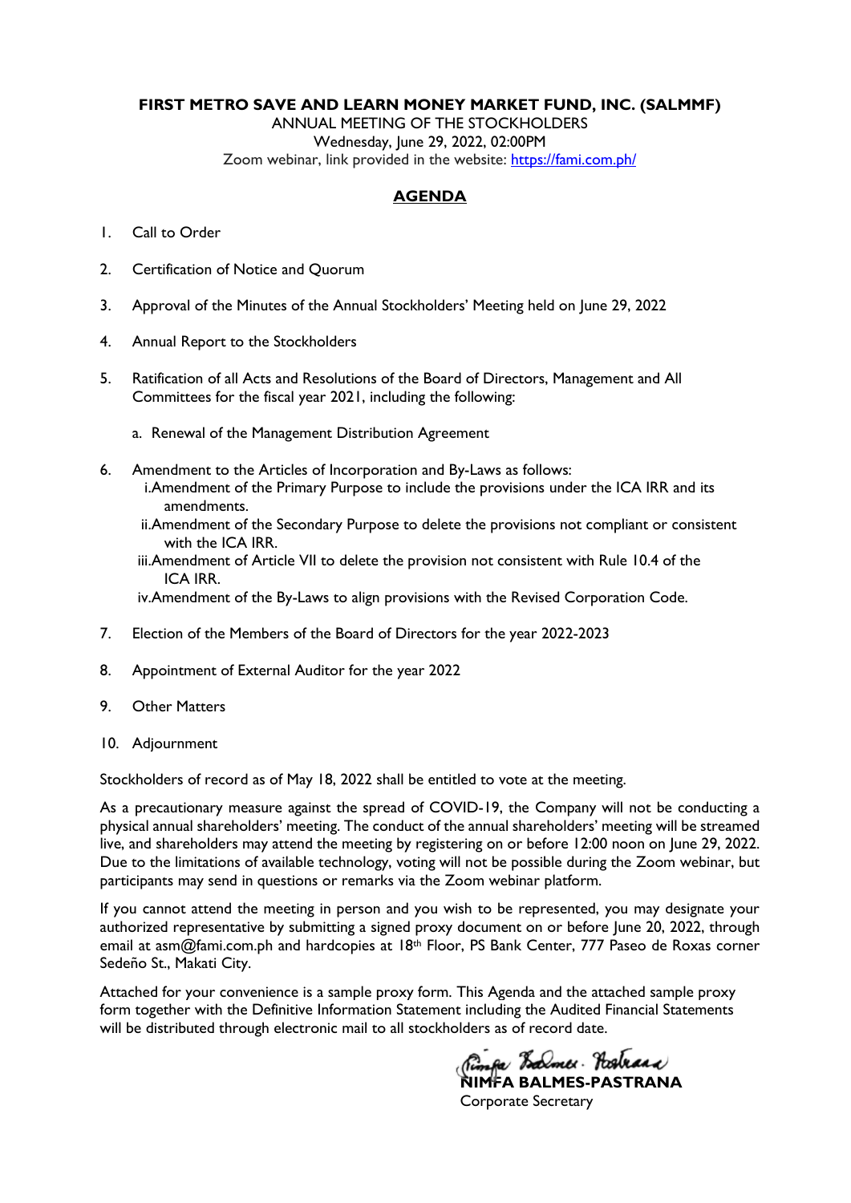**FIRST METRO SAVE AND LEARN MONEY MARKET FUND, INC. (SALMMF)**

ANNUAL MEETING OF THE STOCKHOLDERS

Wednesday, June 29, 2022, 02:00PM

Zoom webinar, link provided in the website: https://fami.com.ph/

## AGENDA

1. Call to Order
2. Certification of Notice and Quorum
3. Approval of the Minutes of the Annual Stockholders' Meeting held on June 29, 2022
4. Annual Report to the Stockholders
5. Ratification of all Acts and Resolutions of the Board of Directors, Management and All Committees for the fiscal year 2021, including the following:
   a. Renewal of the Management Distribution Agreement
6. Amendment to the Articles of Incorporation and By-Laws as follows:
   i. Amendment of the Primary Purpose to include the provisions under the ICA IRR and its amendments.
   ii. Amendment of the Secondary Purpose to delete the provisions not compliant or consistent with the ICA IRR.
   iii. Amendment of Article VII to delete the provision not consistent with Rule 10.4 of the ICA IRR.
   iv. Amendment of the By-Laws to align provisions with the Revised Corporation Code.
7. Election of the Members of the Board of Directors for the year 2022-2023
8. Appointment of External Auditor for the year 2022
9. Other Matters
10. Adjournment

Stockholders of record as of May 18, 2022 shall be entitled to vote at the meeting.

As a precautionary measure against the spread of COVID-19, the Company will not be conducting a physical annual shareholders' meeting. The conduct of the annual shareholders' meeting will be streamed live, and shareholders may attend the meeting by registering on or before 12:00 noon on June 29, 2022. Due to the limitations of available technology, voting will not be possible during the Zoom webinar, but participants may send in questions or remarks via the Zoom webinar platform.

If you cannot attend the meeting in person and you wish to be represented, you may designate your authorized representative by submitting a signed proxy document on or before June 20, 2022, through email at asm@fami.com.ph and hardcopies at 18th Floor, PS Bank Center, 777 Paseo de Roxas corner Sedeño St., Makati City.

Attached for your convenience is a sample proxy form. This Agenda and the attached sample proxy form together with the Definitive Information Statement including the Audited Financial Statements will be distributed through electronic mail to all stockholders as of record date.

**NIMFA BALMES-PASTRANA**
Corporate Secretary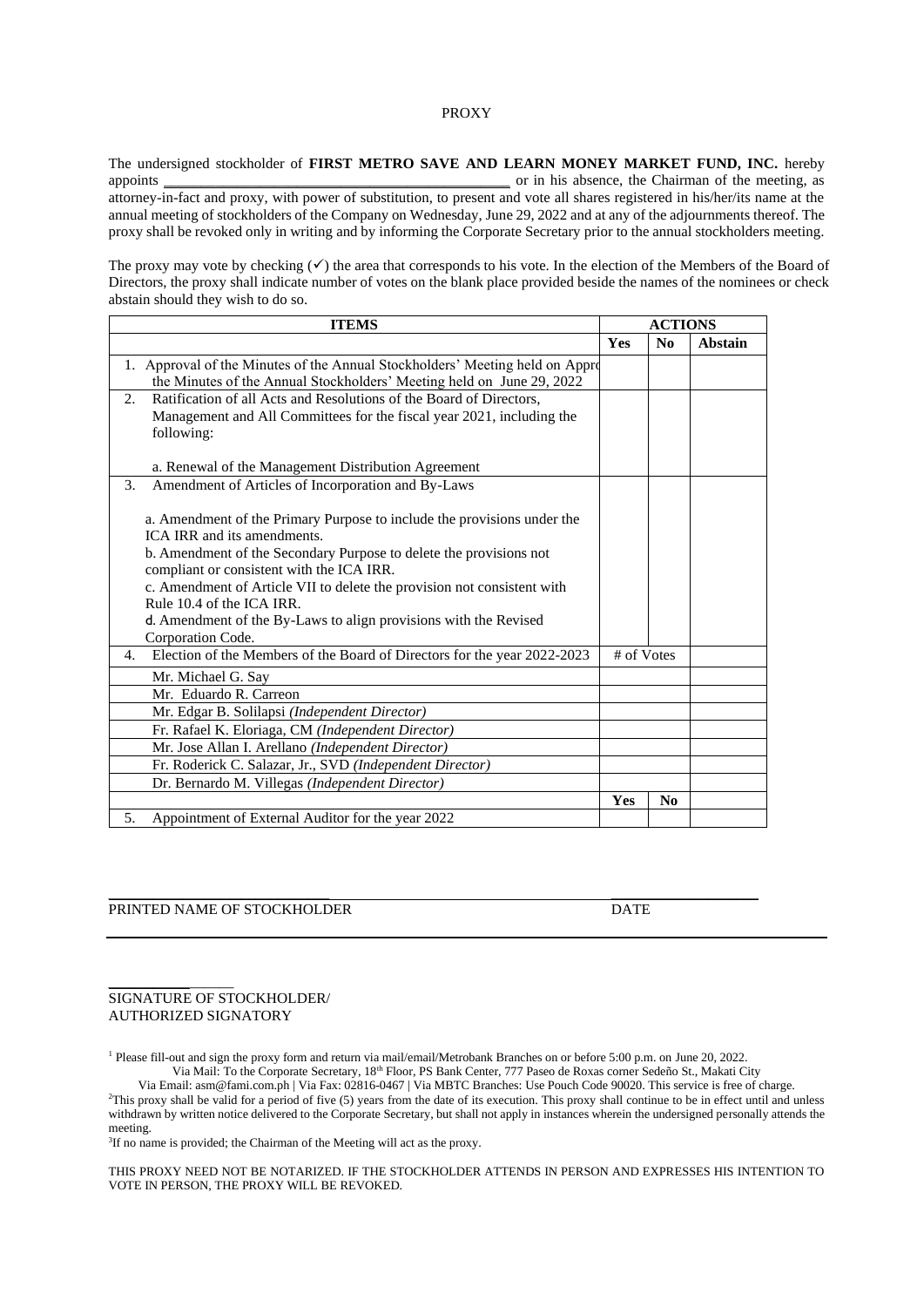PROXY

The undersigned stockholder of **FIRST METRO SAVE AND LEARN MONEY MARKET FUND, INC.** hereby appoints ______________________________________________ or in his absence, the Chairman of the meeting, as attorney-in-fact and proxy, with power of substitution, to present and vote all shares registered in his/her/its name at the annual meeting of stockholders of the Company on Wednesday, June 29, 2022 and at any of the adjournments thereof. The proxy shall be revoked only in writing and by informing the Corporate Secretary prior to the annual stockholders meeting.

The proxy may vote by checking (✓) the area that corresponds to his vote. In the election of the Members of the Board of Directors, the proxy shall indicate number of votes on the blank place provided beside the names of the nominees or check abstain should they wish to do so.

| ITEMS | ACTIONS | | |
|---|---|---|---|
| | **Yes** | **No** | **Abstain** |
| 1. Approval of the Minutes of the Annual Stockholders' Meeting held on Appro the Minutes of the Annual Stockholders' Meeting held on June 29, 2022 | | | |
| 2. Ratification of all Acts and Resolutions of the Board of Directors, Management and All Committees for the fiscal year 2021, including the following:<br><br>a. Renewal of the Management Distribution Agreement | | | |
| 3. Amendment of Articles of Incorporation and By-Laws<br><br>a. Amendment of the Primary Purpose to include the provisions under the ICA IRR and its amendments.<br>b. Amendment of the Secondary Purpose to delete the provisions not compliant or consistent with the ICA IRR.<br>c. Amendment of Article VII to delete the provision not consistent with Rule 10.4 of the ICA IRR.<br>d. Amendment of the By-Laws to align provisions with the Revised Corporation Code. | | | |
| 4. Election of the Members of the Board of Directors for the year 2022-2023 | # of Votes | | |
| Mr. Michael G. Say | | | |
| Mr. Eduardo R. Carreon | | | |
| Mr. Edgar B. Solilapsi *(Independent Director)* | | | |
| Fr. Rafael K. Eloriaga, CM *(Independent Director)* | | | |
| Mr. Jose Allan I. Arellano *(Independent Director)* | | | |
| Fr. Roderick C. Salazar, Jr., SVD *(Independent Director)* | | | |
| Dr. Bernardo M. Villegas *(Independent Director)* | | | |
| | **Yes** | **No** | |
| 5. Appointment of External Auditor for the year 2022 | | | |

______________________________ ____________________

PRINTED NAME OF STOCKHOLDER DATE

______________

SIGNATURE OF STOCKHOLDER/
AUTHORIZED SIGNATORY

[1] Please fill-out and sign the proxy form and return via mail/email/Metrobank Branches on or before 5:00 p.m. on June 20, 2022.
Via Mail: To the Corporate Secretary, 18th Floor, PS Bank Center, 777 Paseo de Roxas corner Sedeño St., Makati City
Via Email: asm@fami.com.ph | Via Fax: 02816-0467 | Via MBTC Branches: Use Pouch Code 90020. This service is free of charge.

[2] This proxy shall be valid for a period of five (5) years from the date of its execution. This proxy shall continue to be in effect until and unless withdrawn by written notice delivered to the Corporate Secretary, but shall not apply in instances wherein the undersigned personally attends the meeting.

[3] If no name is provided; the Chairman of the Meeting will act as the proxy.

THIS PROXY NEED NOT BE NOTARIZED. IF THE STOCKHOLDER ATTENDS IN PERSON AND EXPRESSES HIS INTENTION TO VOTE IN PERSON, THE PROXY WILL BE REVOKED.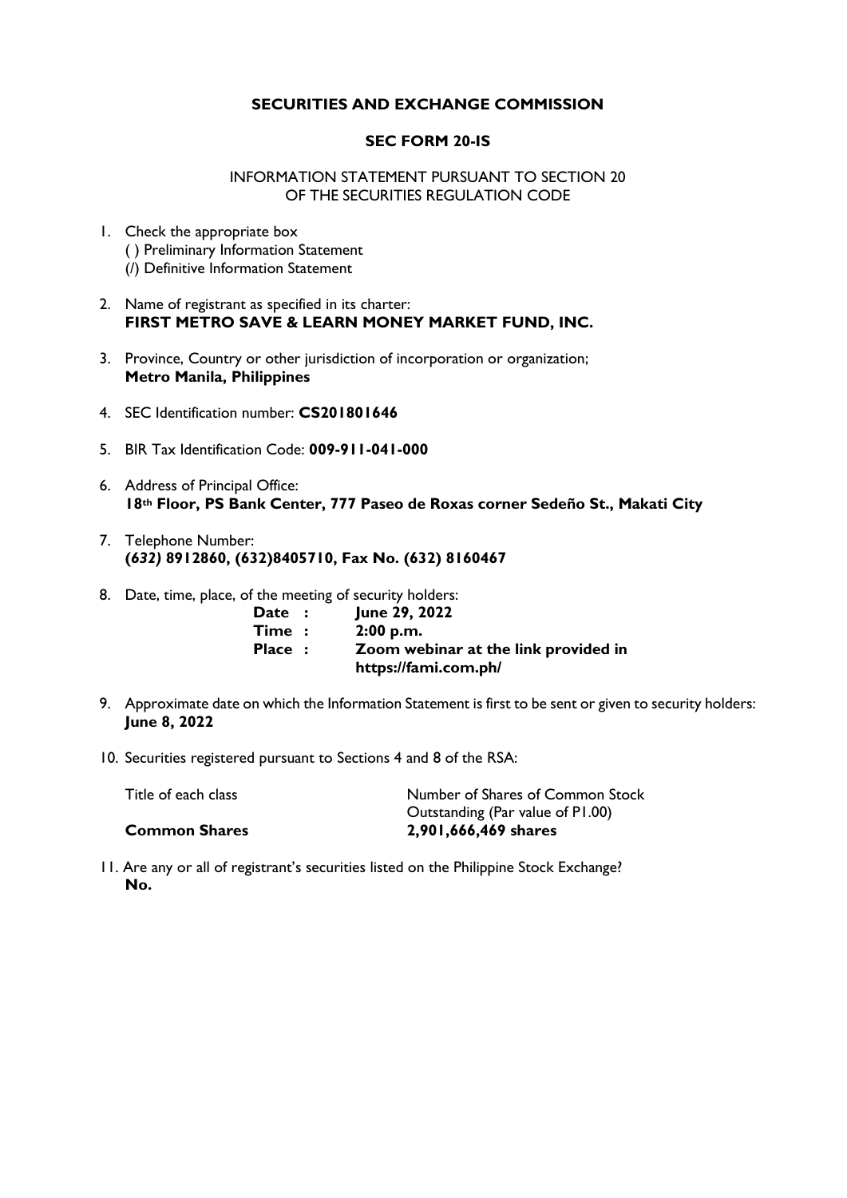# SECURITIES AND EXCHANGE COMMISSION

## SEC FORM 20-IS

INFORMATION STATEMENT PURSUANT TO SECTION 20
OF THE SECURITIES REGULATION CODE

1. Check the appropriate box
   ( ) Preliminary Information Statement
   (/) Definitive Information Statement

2. Name of registrant as specified in its charter:
   **FIRST METRO SAVE & LEARN MONEY MARKET FUND, INC.**

3. Province, Country or other jurisdiction of incorporation or organization;
   **Metro Manila, Philippines**

4. SEC Identification number: **CS201801646**

5. BIR Tax Identification Code: **009-911-041-000**

6. Address of Principal Office:
   **18th Floor, PS Bank Center, 777 Paseo de Roxas corner Sedeño St., Makati City**

7. Telephone Number:
   ***(632)*** **8912860, (632)8405710, Fax No. (632) 8160467**

8. Date, time, place, of the meeting of security holders:

   | | |
   |---|---|
   | **Date :** | **June 29, 2022** |
   | **Time :** | **2:00 p.m.** |
   | **Place :** | **Zoom webinar at the link provided in https://fami.com.ph/** |

9. Approximate date on which the Information Statement is first to be sent or given to security holders:
   **June 8, 2022**

10. Securities registered pursuant to Sections 4 and 8 of the RSA:

    | Title of each class | Number of Shares of Common Stock Outstanding (Par value of P1.00) |
    |---|---|
    | **Common Shares** | **2,901,666,469 shares** |

11. Are any or all of registrant's securities listed on the Philippine Stock Exchange?
    **No.**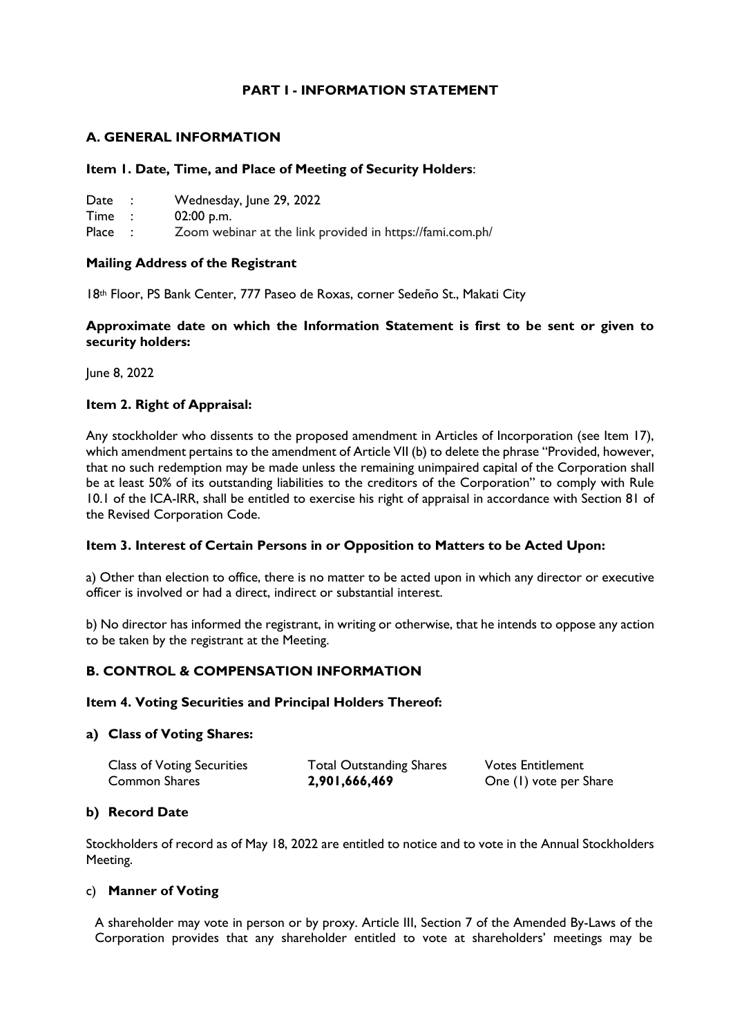## PART I - INFORMATION STATEMENT

### A. GENERAL INFORMATION

**Item 1. Date, Time, and Place of Meeting of Security Holders**:

Date : Wednesday, June 29, 2022
Time : 02:00 p.m.
Place : Zoom webinar at the link provided in https://fami.com.ph/

**Mailing Address of the Registrant**

18th Floor, PS Bank Center, 777 Paseo de Roxas, corner Sedeño St., Makati City

**Approximate date on which the Information Statement is first to be sent or given to security holders:**

June 8, 2022

**Item 2. Right of Appraisal:**

Any stockholder who dissents to the proposed amendment in Articles of Incorporation (see Item 17), which amendment pertains to the amendment of Article VII (b) to delete the phrase "Provided, however, that no such redemption may be made unless the remaining unimpaired capital of the Corporation shall be at least 50% of its outstanding liabilities to the creditors of the Corporation" to comply with Rule 10.1 of the ICA-IRR, shall be entitled to exercise his right of appraisal in accordance with Section 81 of the Revised Corporation Code.

**Item 3. Interest of Certain Persons in or Opposition to Matters to be Acted Upon:**

a) Other than election to office, there is no matter to be acted upon in which any director or executive officer is involved or had a direct, indirect or substantial interest.

b) No director has informed the registrant, in writing or otherwise, that he intends to oppose any action to be taken by the registrant at the Meeting.

### B. CONTROL & COMPENSATION INFORMATION

**Item 4. Voting Securities and Principal Holders Thereof:**

**a) Class of Voting Shares:**

| Class of Voting Securities | Total Outstanding Shares | Votes Entitlement |
|---|---|---|
| Common Shares | **2,901,666,469** | One (1) vote per Share |

**b) Record Date**

Stockholders of record as of May 18, 2022 are entitled to notice and to vote in the Annual Stockholders Meeting.

c) **Manner of Voting**

A shareholder may vote in person or by proxy. Article III, Section 7 of the Amended By-Laws of the Corporation provides that any shareholder entitled to vote at shareholders' meetings may be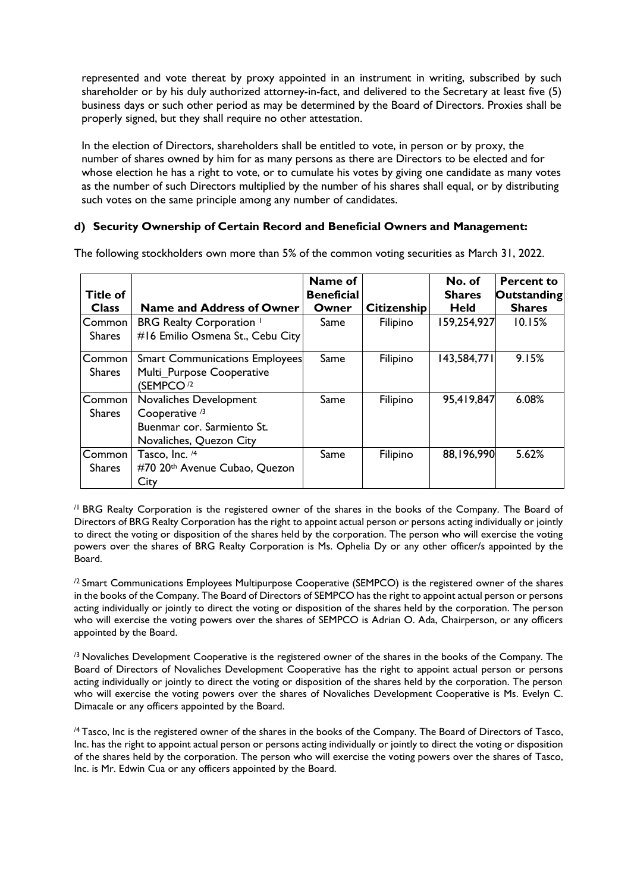represented and vote thereat by proxy appointed in an instrument in writing, subscribed by such shareholder or by his duly authorized attorney-in-fact, and delivered to the Secretary at least five (5) business days or such other period as may be determined by the Board of Directors. Proxies shall be properly signed, but they shall require no other attestation.

In the election of Directors, shareholders shall be entitled to vote, in person or by proxy, the number of shares owned by him for as many persons as there are Directors to be elected and for whose election he has a right to vote, or to cumulate his votes by giving one candidate as many votes as the number of such Directors multiplied by the number of his shares shall equal, or by distributing such votes on the same principle among any number of candidates.

**d) Security Ownership of Certain Record and Beneficial Owners and Management:**

The following stockholders own more than 5% of the common voting securities as March 31, 2022.

| Title of Class | Name and Address of Owner | Name of Beneficial Owner | Citizenship | No. of Shares Held | Percent to Outstanding Shares |
|---|---|---|---|---|---|
| Common Shares | BRG Realty Corporation [1] #16 Emilio Osmena St., Cebu City | Same | Filipino | 159,254,927 | 10.15% |
| Common Shares | Smart Communications Employees Multi_Purpose Cooperative (SEMPCO [2] | Same | Filipino | 143,584,771 | 9.15% |
| Common Shares | Novaliches Development Cooperative [3] Buenmar cor. Sarmiento St. Novaliches, Quezon City | Same | Filipino | 95,419,847 | 6.08% |
| Common Shares | Tasco, Inc. [4] #70 20th Avenue Cubao, Quezon City | Same | Filipino | 88,196,990 | 5.62% |

[/1] BRG Realty Corporation is the registered owner of the shares in the books of the Company. The Board of Directors of BRG Realty Corporation has the right to appoint actual person or persons acting individually or jointly to direct the voting or disposition of the shares held by the corporation. The person who will exercise the voting powers over the shares of BRG Realty Corporation is Ms. Ophelia Dy or any other officer/s appointed by the Board.

[/2] Smart Communications Employees Multipurpose Cooperative (SEMPCO) is the registered owner of the shares in the books of the Company. The Board of Directors of SEMPCO has the right to appoint actual person or persons acting individually or jointly to direct the voting or disposition of the shares held by the corporation. The person who will exercise the voting powers over the shares of SEMPCO is Adrian O. Ada, Chairperson, or any officers appointed by the Board.

[/3] Novaliches Development Cooperative is the registered owner of the shares in the books of the Company. The Board of Directors of Novaliches Development Cooperative has the right to appoint actual person or persons acting individually or jointly to direct the voting or disposition of the shares held by the corporation. The person who will exercise the voting powers over the shares of Novaliches Development Cooperative is Ms. Evelyn C. Dimacale or any officers appointed by the Board.

[/4] Tasco, Inc is the registered owner of the shares in the books of the Company. The Board of Directors of Tasco, Inc. has the right to appoint actual person or persons acting individually or jointly to direct the voting or disposition of the shares held by the corporation. The person who will exercise the voting powers over the shares of Tasco, Inc. is Mr. Edwin Cua or any officers appointed by the Board.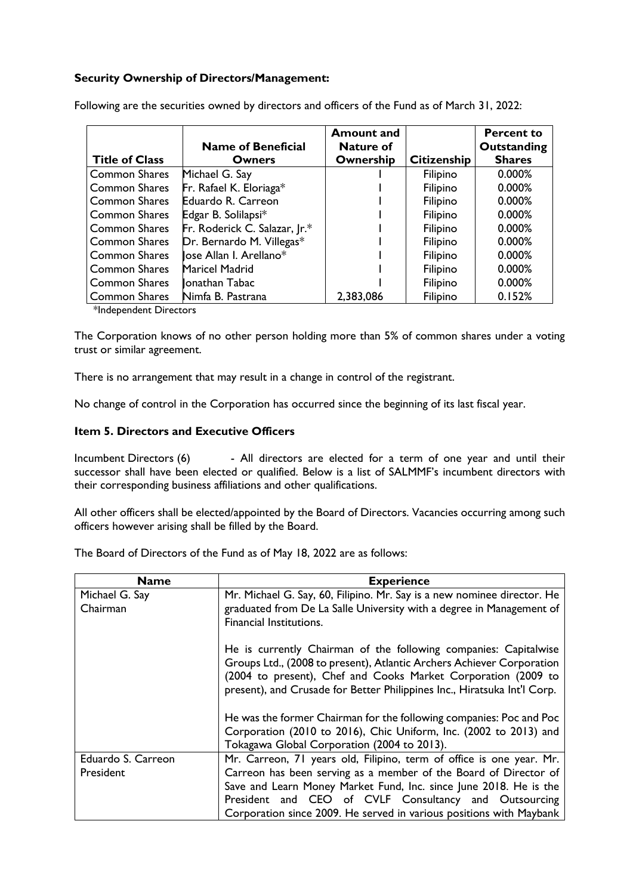**Security Ownership of Directors/Management:**

Following are the securities owned by directors and officers of the Fund as of March 31, 2022:

| Title of Class | Name of Beneficial Owners | Amount and Nature of Ownership | Citizenship | Percent to Outstanding Shares |
|---|---|---|---|---|
| Common Shares | Michael G. Say | 1 | Filipino | 0.000% |
| Common Shares | Fr. Rafael K. Eloriaga* | 1 | Filipino | 0.000% |
| Common Shares | Eduardo R. Carreon | 1 | Filipino | 0.000% |
| Common Shares | Edgar B. Solilapsi* | 1 | Filipino | 0.000% |
| Common Shares | Fr. Roderick C. Salazar, Jr.* | 1 | Filipino | 0.000% |
| Common Shares | Dr. Bernardo M. Villegas* | 1 | Filipino | 0.000% |
| Common Shares | Jose Allan I. Arellano* | 1 | Filipino | 0.000% |
| Common Shares | Maricel Madrid | 1 | Filipino | 0.000% |
| Common Shares | Jonathan Tabac | 1 | Filipino | 0.000% |
| Common Shares | Nimfa B. Pastrana | 2,383,086 | Filipino | 0.152% |

*Independent Directors

The Corporation knows of no other person holding more than 5% of common shares under a voting trust or similar agreement.

There is no arrangement that may result in a change in control of the registrant.

No change of control in the Corporation has occurred since the beginning of its last fiscal year.

### Item 5. Directors and Executive Officers

Incumbent Directors (6) - All directors are elected for a term of one year and until their successor shall have been elected or qualified. Below is a list of SALMMF's incumbent directors with their corresponding business affiliations and other qualifications.

All other officers shall be elected/appointed by the Board of Directors. Vacancies occurring among such officers however arising shall be filled by the Board.

The Board of Directors of the Fund as of May 18, 2022 are as follows:

| Name | Experience |
|---|---|
| Michael G. Say<br>Chairman | Mr. Michael G. Say, 60, Filipino. Mr. Say is a new nominee director. He graduated from De La Salle University with a degree in Management of Financial Institutions.<br><br>He is currently Chairman of the following companies: Capitalwise Groups Ltd., (2008 to present), Atlantic Archers Achiever Corporation (2004 to present), Chef and Cooks Market Corporation (2009 to present), and Crusade for Better Philippines Inc., Hiratsuka Int'l Corp.<br><br>He was the former Chairman for the following companies: Poc and Poc Corporation (2010 to 2016), Chic Uniform, Inc. (2002 to 2013) and Tokagawa Global Corporation (2004 to 2013). |
| Eduardo S. Carreon<br>President | Mr. Carreon, 71 years old, Filipino, term of office is one year. Mr. Carreon has been serving as a member of the Board of Director of Save and Learn Money Market Fund, Inc. since June 2018. He is the President and CEO of CVLF Consultancy and Outsourcing Corporation since 2009. He served in various positions with Maybank |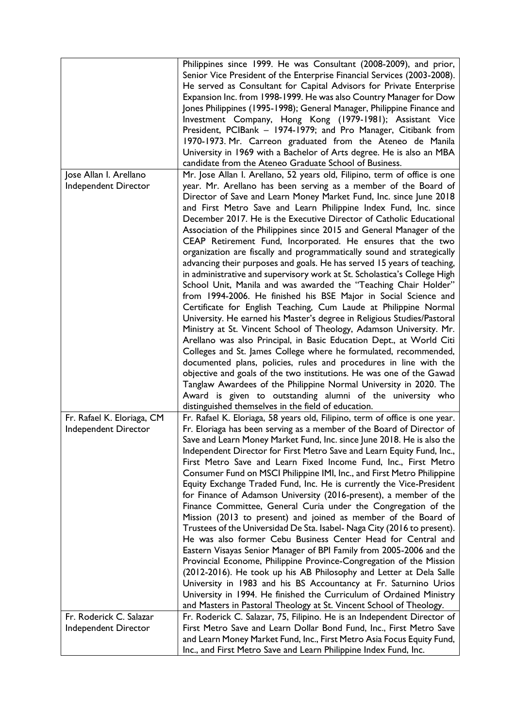| | |
|---|---|
| | Philippines since 1999. He was Consultant (2008-2009), and prior, Senior Vice President of the Enterprise Financial Services (2003-2008). He served as Consultant for Capital Advisors for Private Enterprise Expansion Inc. from 1998-1999. He was also Country Manager for Dow Jones Philippines (1995-1998); General Manager, Philippine Finance and Investment Company, Hong Kong (1979-1981); Assistant Vice President, PCIBank – 1974-1979; and Pro Manager, Citibank from 1970-1973. Mr. Carreon graduated from the Ateneo de Manila University in 1969 with a Bachelor of Arts degree. He is also an MBA candidate from the Ateneo Graduate School of Business. |
| Jose Allan I. Arellano<br>Independent Director | Mr. Jose Allan I. Arellano, 52 years old, Filipino, term of office is one year. Mr. Arellano has been serving as a member of the Board of Director of Save and Learn Money Market Fund, Inc. since June 2018 and First Metro Save and Learn Philippine Index Fund, Inc. since December 2017. He is the Executive Director of Catholic Educational Association of the Philippines since 2015 and General Manager of the CEAP Retirement Fund, Incorporated. He ensures that the two organization are fiscally and programmatically sound and strategically advancing their purposes and goals. He has served 15 years of teaching, in administrative and supervisory work at St. Scholastica's College High School Unit, Manila and was awarded the "Teaching Chair Holder" from 1994-2006. He finished his BSE Major in Social Science and Certificate for English Teaching, Cum Laude at Philippine Normal University. He earned his Master's degree in Religious Studies/Pastoral Ministry at St. Vincent School of Theology, Adamson University. Mr. Arellano was also Principal, in Basic Education Dept., at World Citi Colleges and St. James College where he formulated, recommended, documented plans, policies, rules and procedures in line with the objective and goals of the two institutions. He was one of the Gawad Tanglaw Awardees of the Philippine Normal University in 2020. The Award is given to outstanding alumni of the university who distinguished themselves in the field of education. |
| Fr. Rafael K. Eloriaga, CM<br>Independent Director | Fr. Rafael K. Eloriaga, 58 years old, Filipino, term of office is one year. Fr. Eloriaga has been serving as a member of the Board of Director of Save and Learn Money Market Fund, Inc. since June 2018. He is also the Independent Director for First Metro Save and Learn Equity Fund, Inc., First Metro Save and Learn Fixed Income Fund, Inc., First Metro Consumer Fund on MSCI Philippine IMI, Inc., and First Metro Philippine Equity Exchange Traded Fund, Inc. He is currently the Vice-President for Finance of Adamson University (2016-present), a member of the Finance Committee, General Curia under the Congregation of the Mission (2013 to present) and joined as member of the Board of Trustees of the Universidad De Sta. Isabel- Naga City (2016 to present). He was also former Cebu Business Center Head for Central and Eastern Visayas Senior Manager of BPI Family from 2005-2006 and the Provincial Econome, Philippine Province-Congregation of the Mission (2012-2016). He took up his AB Philosophy and Letter at Dela Salle University in 1983 and his BS Accountancy at Fr. Saturnino Urios University in 1994. He finished the Curriculum of Ordained Ministry and Masters in Pastoral Theology at St. Vincent School of Theology. |
| Fr. Roderick C. Salazar<br>Independent Director | Fr. Roderick C. Salazar, 75, Filipino. He is an Independent Director of First Metro Save and Learn Dollar Bond Fund, Inc., First Metro Save and Learn Money Market Fund, Inc., First Metro Asia Focus Equity Fund, Inc., and First Metro Save and Learn Philippine Index Fund, Inc. |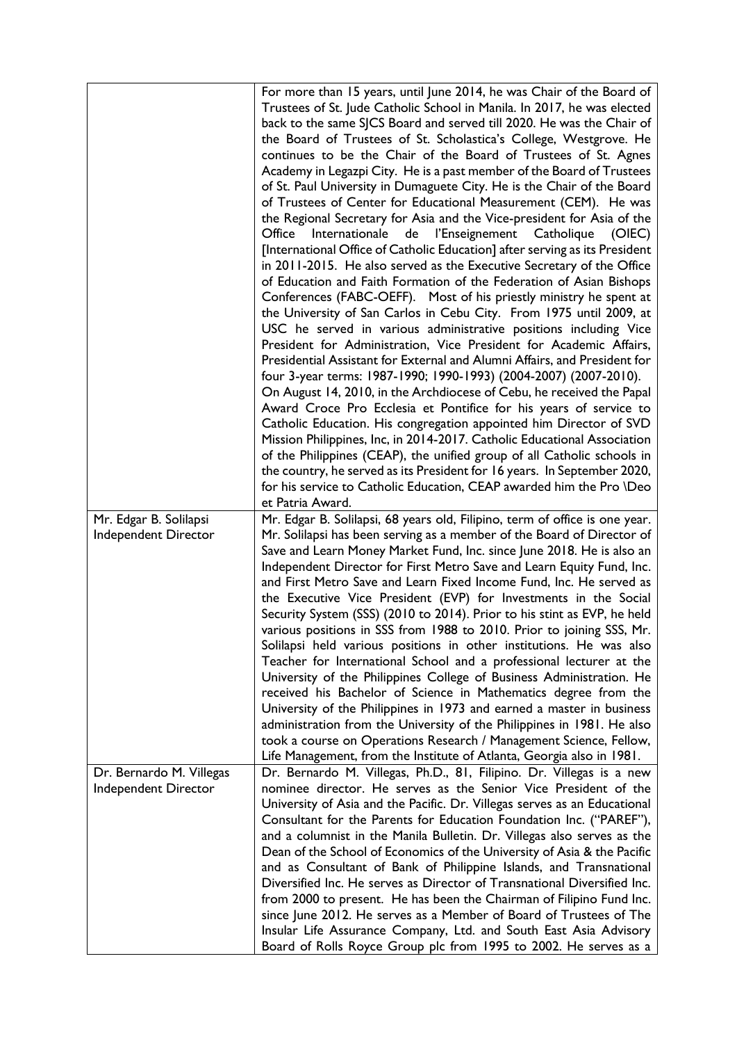| | |
|---|---|
| | For more than 15 years, until June 2014, he was Chair of the Board of Trustees of St. Jude Catholic School in Manila. In 2017, he was elected back to the same SJCS Board and served till 2020. He was the Chair of the Board of Trustees of St. Scholastica's College, Westgrove. He continues to be the Chair of the Board of Trustees of St. Agnes Academy in Legazpi City. He is a past member of the Board of Trustees of St. Paul University in Dumaguete City. He is the Chair of the Board of Trustees of Center for Educational Measurement (CEM). He was the Regional Secretary for Asia and the Vice-president for Asia of the Office Internationale de l'Enseignement Catholique (OIEC) [International Office of Catholic Education] after serving as its President in 2011-2015. He also served as the Executive Secretary of the Office of Education and Faith Formation of the Federation of Asian Bishops Conferences (FABC-OEFF). Most of his priestly ministry he spent at the University of San Carlos in Cebu City. From 1975 until 2009, at USC he served in various administrative positions including Vice President for Administration, Vice President for Academic Affairs, Presidential Assistant for External and Alumni Affairs, and President for four 3-year terms: 1987-1990; 1990-1993) (2004-2007) (2007-2010).<br>On August 14, 2010, in the Archdiocese of Cebu, he received the Papal Award Croce Pro Ecclesia et Pontifice for his years of service to Catholic Education. His congregation appointed him Director of SVD Mission Philippines, Inc, in 2014-2017. Catholic Educational Association of the Philippines (CEAP), the unified group of all Catholic schools in the country, he served as its President for 16 years. In September 2020, for his service to Catholic Education, CEAP awarded him the Pro \Deo et Patria Award. |
| Mr. Edgar B. Solilapsi<br>Independent Director | Mr. Edgar B. Solilapsi, 68 years old, Filipino, term of office is one year. Mr. Solilapsi has been serving as a member of the Board of Director of Save and Learn Money Market Fund, Inc. since June 2018. He is also an Independent Director for First Metro Save and Learn Equity Fund, Inc. and First Metro Save and Learn Fixed Income Fund, Inc. He served as the Executive Vice President (EVP) for Investments in the Social Security System (SSS) (2010 to 2014). Prior to his stint as EVP, he held various positions in SSS from 1988 to 2010. Prior to joining SSS, Mr. Solilapsi held various positions in other institutions. He was also Teacher for International School and a professional lecturer at the University of the Philippines College of Business Administration. He received his Bachelor of Science in Mathematics degree from the University of the Philippines in 1973 and earned a master in business administration from the University of the Philippines in 1981. He also took a course on Operations Research / Management Science, Fellow, Life Management, from the Institute of Atlanta, Georgia also in 1981. |
| Dr. Bernardo M. Villegas<br>Independent Director | Dr. Bernardo M. Villegas, Ph.D., 81, Filipino. Dr. Villegas is a new nominee director. He serves as the Senior Vice President of the University of Asia and the Pacific. Dr. Villegas serves as an Educational Consultant for the Parents for Education Foundation Inc. ("PAREF"), and a columnist in the Manila Bulletin. Dr. Villegas also serves as the Dean of the School of Economics of the University of Asia & the Pacific and as Consultant of Bank of Philippine Islands, and Transnational Diversified Inc. He serves as Director of Transnational Diversified Inc. from 2000 to present. He has been the Chairman of Filipino Fund Inc. since June 2012. He serves as a Member of Board of Trustees of The Insular Life Assurance Company, Ltd. and South East Asia Advisory Board of Rolls Royce Group plc from 1995 to 2002. He serves as a |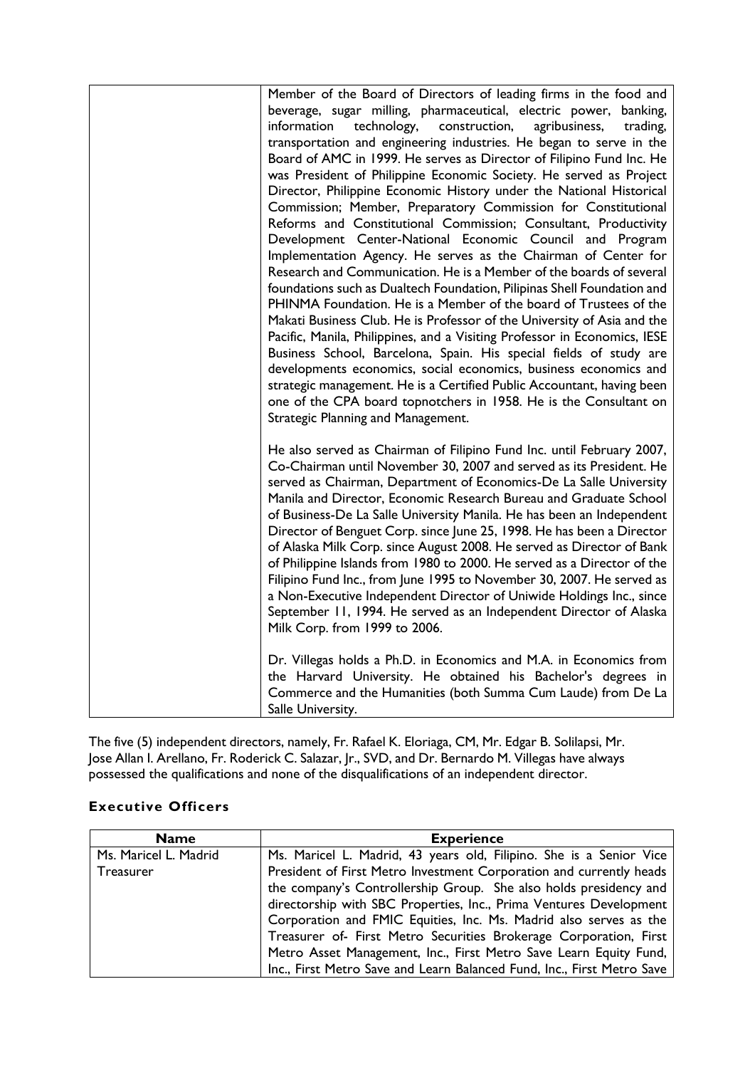| | |
|---|---|
| | Member of the Board of Directors of leading firms in the food and beverage, sugar milling, pharmaceutical, electric power, banking, information technology, construction, agribusiness, trading, transportation and engineering industries. He began to serve in the Board of AMC in 1999. He serves as Director of Filipino Fund Inc. He was President of Philippine Economic Society. He served as Project Director, Philippine Economic History under the National Historical Commission; Member, Preparatory Commission for Constitutional Reforms and Constitutional Commission; Consultant, Productivity Development Center-National Economic Council and Program Implementation Agency. He serves as the Chairman of Center for Research and Communication. He is a Member of the boards of several foundations such as Dualtech Foundation, Pilipinas Shell Foundation and PHINMA Foundation. He is a Member of the board of Trustees of the Makati Business Club. He is Professor of the University of Asia and the Pacific, Manila, Philippines, and a Visiting Professor in Economics, IESE Business School, Barcelona, Spain. His special fields of study are developments economics, social economics, business economics and strategic management. He is a Certified Public Accountant, having been one of the CPA board topnotchers in 1958. He is the Consultant on Strategic Planning and Management.<br><br>He also served as Chairman of Filipino Fund Inc. until February 2007, Co-Chairman until November 30, 2007 and served as its President. He served as Chairman, Department of Economics-De La Salle University Manila and Director, Economic Research Bureau and Graduate School of Business-De La Salle University Manila. He has been an Independent Director of Benguet Corp. since June 25, 1998. He has been a Director of Alaska Milk Corp. since August 2008. He served as Director of Bank of Philippine Islands from 1980 to 2000. He served as a Director of the Filipino Fund Inc., from June 1995 to November 30, 2007. He served as a Non-Executive Independent Director of Uniwide Holdings Inc., since September 11, 1994. He served as an Independent Director of Alaska Milk Corp. from 1999 to 2006.<br><br>Dr. Villegas holds a Ph.D. in Economics and M.A. in Economics from the Harvard University. He obtained his Bachelor's degrees in Commerce and the Humanities (both Summa Cum Laude) from De La Salle University. |

The five (5) independent directors, namely, Fr. Rafael K. Eloriaga, CM, Mr. Edgar B. Solilapsi, Mr. Jose Allan I. Arellano, Fr. Roderick C. Salazar, Jr., SVD, and Dr. Bernardo M. Villegas have always possessed the qualifications and none of the disqualifications of an independent director.

## Executive Officers

| Name | Experience |
|---|---|
| Ms. Maricel L. Madrid<br>Treasurer | Ms. Maricel L. Madrid, 43 years old, Filipino. She is a Senior Vice President of First Metro Investment Corporation and currently heads the company's Controllership Group. She also holds presidency and directorship with SBC Properties, Inc., Prima Ventures Development Corporation and FMIC Equities, Inc. Ms. Madrid also serves as the Treasurer of- First Metro Securities Brokerage Corporation, First Metro Asset Management, Inc., First Metro Save Learn Equity Fund, Inc., First Metro Save and Learn Balanced Fund, Inc., First Metro Save |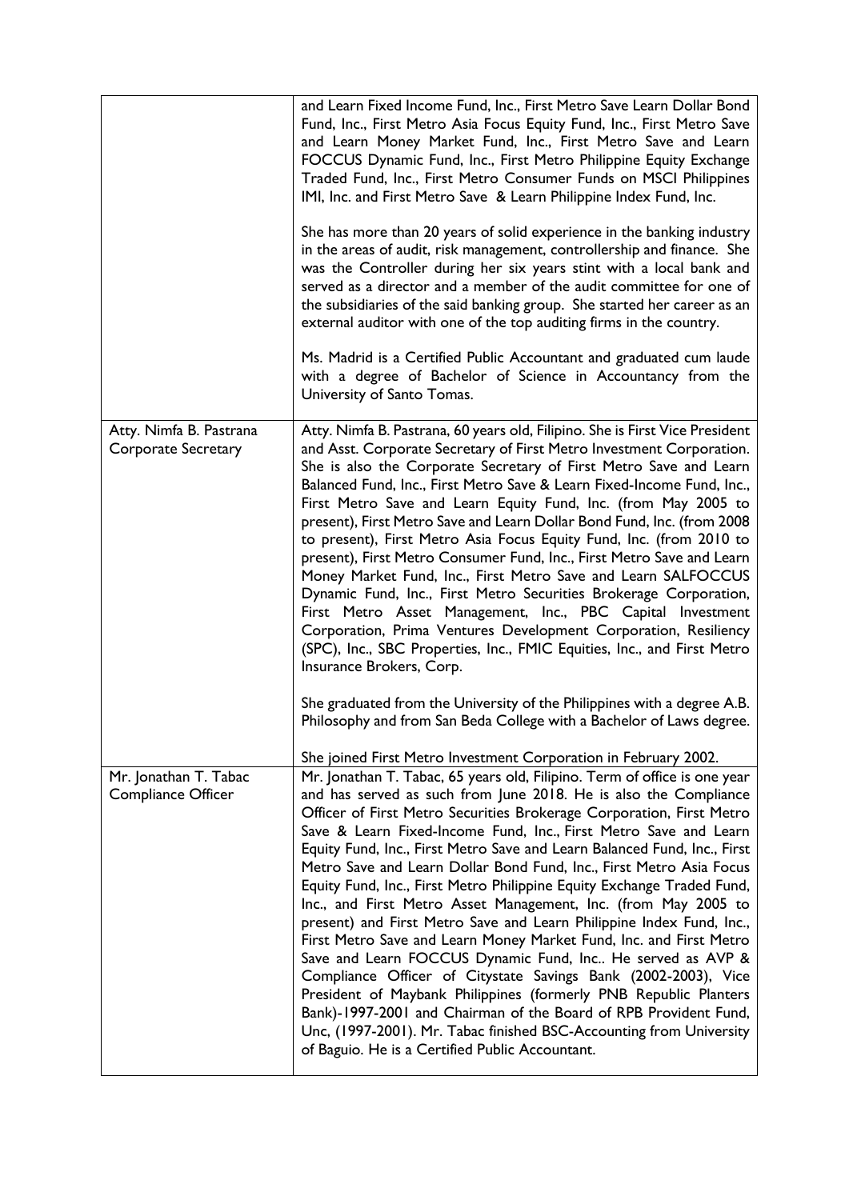| | |
|---|---|
| | and Learn Fixed Income Fund, Inc., First Metro Save Learn Dollar Bond Fund, Inc., First Metro Asia Focus Equity Fund, Inc., First Metro Save and Learn Money Market Fund, Inc., First Metro Save and Learn FOCCUS Dynamic Fund, Inc., First Metro Philippine Equity Exchange Traded Fund, Inc., First Metro Consumer Funds on MSCI Philippines IMI, Inc. and First Metro Save & Learn Philippine Index Fund, Inc.<br><br>She has more than 20 years of solid experience in the banking industry in the areas of audit, risk management, controllership and finance. She was the Controller during her six years stint with a local bank and served as a director and a member of the audit committee for one of the subsidiaries of the said banking group. She started her career as an external auditor with one of the top auditing firms in the country.<br><br>Ms. Madrid is a Certified Public Accountant and graduated cum laude with a degree of Bachelor of Science in Accountancy from the University of Santo Tomas. |
| Atty. Nimfa B. Pastrana<br>Corporate Secretary | Atty. Nimfa B. Pastrana, 60 years old, Filipino. She is First Vice President and Asst. Corporate Secretary of First Metro Investment Corporation. She is also the Corporate Secretary of First Metro Save and Learn Balanced Fund, Inc., First Metro Save & Learn Fixed-Income Fund, Inc., First Metro Save and Learn Equity Fund, Inc. (from May 2005 to present), First Metro Save and Learn Dollar Bond Fund, Inc. (from 2008 to present), First Metro Asia Focus Equity Fund, Inc. (from 2010 to present), First Metro Consumer Fund, Inc., First Metro Save and Learn Money Market Fund, Inc., First Metro Save and Learn SALFOCCUS Dynamic Fund, Inc., First Metro Securities Brokerage Corporation, First Metro Asset Management, Inc., PBC Capital Investment Corporation, Prima Ventures Development Corporation, Resiliency (SPC), Inc., SBC Properties, Inc., FMIC Equities, Inc., and First Metro Insurance Brokers, Corp.<br><br>She graduated from the University of the Philippines with a degree A.B. Philosophy and from San Beda College with a Bachelor of Laws degree.<br><br>She joined First Metro Investment Corporation in February 2002. |
| Mr. Jonathan T. Tabac<br>Compliance Officer | Mr. Jonathan T. Tabac, 65 years old, Filipino. Term of office is one year and has served as such from June 2018. He is also the Compliance Officer of First Metro Securities Brokerage Corporation, First Metro Save & Learn Fixed-Income Fund, Inc., First Metro Save and Learn Equity Fund, Inc., First Metro Save and Learn Balanced Fund, Inc., First Metro Save and Learn Dollar Bond Fund, Inc., First Metro Asia Focus Equity Fund, Inc., First Metro Philippine Equity Exchange Traded Fund, Inc., and First Metro Asset Management, Inc. (from May 2005 to present) and First Metro Save and Learn Philippine Index Fund, Inc., First Metro Save and Learn Money Market Fund, Inc. and First Metro Save and Learn FOCCUS Dynamic Fund, Inc.. He served as AVP & Compliance Officer of Citystate Savings Bank (2002-2003), Vice President of Maybank Philippines (formerly PNB Republic Planters Bank)-1997-2001 and Chairman of the Board of RPB Provident Fund, Unc, (1997-2001). Mr. Tabac finished BSC-Accounting from University of Baguio. He is a Certified Public Accountant. |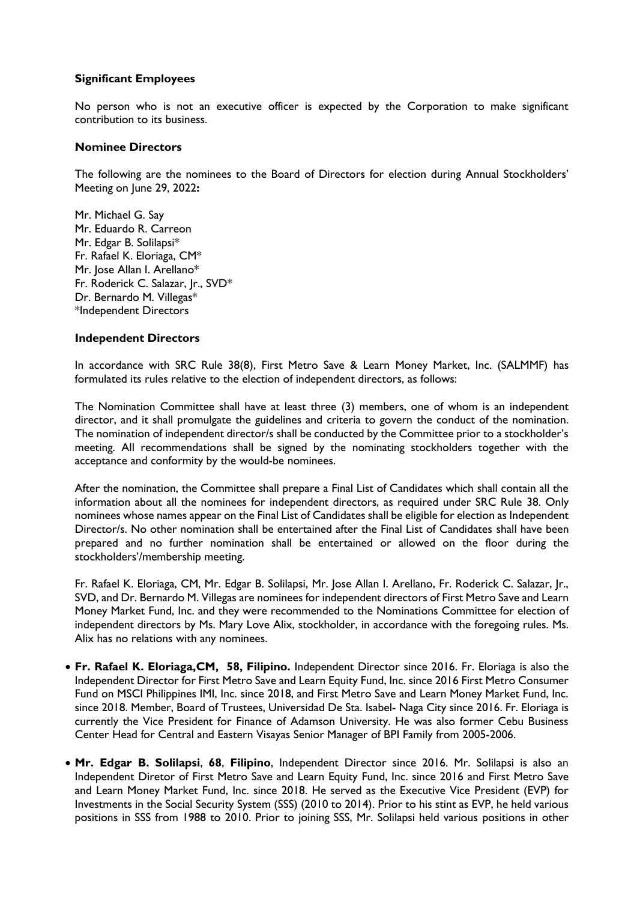### Significant Employees

No person who is not an executive officer is expected by the Corporation to make significant contribution to its business.

### Nominee Directors

The following are the nominees to the Board of Directors for election during Annual Stockholders' Meeting on June 29, 2022**:**

Mr. Michael G. Say
Mr. Eduardo R. Carreon
Mr. Edgar B. Solilapsi*
Fr. Rafael K. Eloriaga, CM*
Mr. Jose Allan I. Arellano*
Fr. Roderick C. Salazar, Jr., SVD*
Dr. Bernardo M. Villegas*
*Independent Directors

### Independent Directors

In accordance with SRC Rule 38(8), First Metro Save & Learn Money Market, Inc. (SALMMF) has formulated its rules relative to the election of independent directors, as follows:

The Nomination Committee shall have at least three (3) members, one of whom is an independent director, and it shall promulgate the guidelines and criteria to govern the conduct of the nomination. The nomination of independent director/s shall be conducted by the Committee prior to a stockholder's meeting. All recommendations shall be signed by the nominating stockholders together with the acceptance and conformity by the would-be nominees.

After the nomination, the Committee shall prepare a Final List of Candidates which shall contain all the information about all the nominees for independent directors, as required under SRC Rule 38. Only nominees whose names appear on the Final List of Candidates shall be eligible for election as Independent Director/s. No other nomination shall be entertained after the Final List of Candidates shall have been prepared and no further nomination shall be entertained or allowed on the floor during the stockholders'/membership meeting.

Fr. Rafael K. Eloriaga, CM, Mr. Edgar B. Solilapsi, Mr. Jose Allan I. Arellano, Fr. Roderick C. Salazar, Jr., SVD, and Dr. Bernardo M. Villegas are nominees for independent directors of First Metro Save and Learn Money Market Fund, Inc. and they were recommended to the Nominations Committee for election of independent directors by Ms. Mary Love Alix, stockholder, in accordance with the foregoing rules. Ms. Alix has no relations with any nominees.

- **Fr. Rafael K. Eloriaga,CM, 58, Filipino.** Independent Director since 2016. Fr. Eloriaga is also the Independent Director for First Metro Save and Learn Equity Fund, Inc. since 2016 First Metro Consumer Fund on MSCI Philippines IMI, Inc. since 2018, and First Metro Save and Learn Money Market Fund, Inc. since 2018. Member, Board of Trustees, Universidad De Sta. Isabel- Naga City since 2016. Fr. Eloriaga is currently the Vice President for Finance of Adamson University. He was also former Cebu Business Center Head for Central and Eastern Visayas Senior Manager of BPI Family from 2005-2006.

- **Mr. Edgar B. Solilapsi**, **68**, **Filipino**, Independent Director since 2016. Mr. Solilapsi is also an Independent Diretor of First Metro Save and Learn Equity Fund, Inc. since 2016 and First Metro Save and Learn Money Market Fund, Inc. since 2018. He served as the Executive Vice President (EVP) for Investments in the Social Security System (SSS) (2010 to 2014). Prior to his stint as EVP, he held various positions in SSS from 1988 to 2010. Prior to joining SSS, Mr. Solilapsi held various positions in other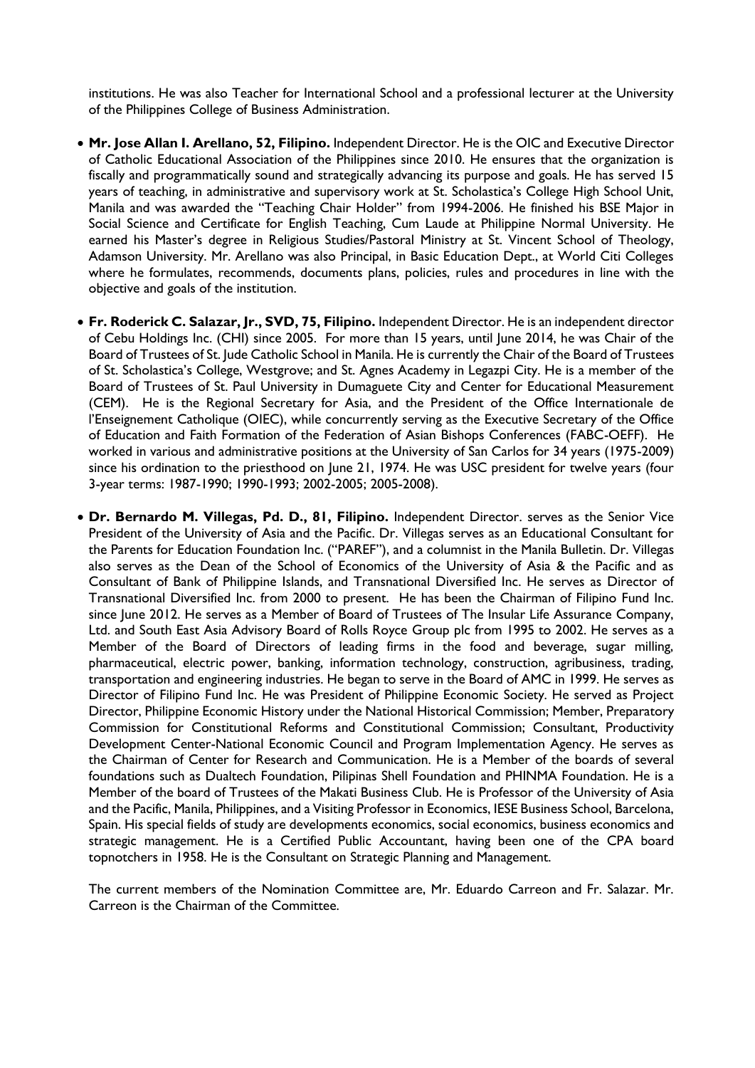institutions. He was also Teacher for International School and a professional lecturer at the University of the Philippines College of Business Administration.

- **Mr. Jose Allan I. Arellano, 52, Filipino.** Independent Director. He is the OIC and Executive Director of Catholic Educational Association of the Philippines since 2010. He ensures that the organization is fiscally and programmatically sound and strategically advancing its purpose and goals. He has served 15 years of teaching, in administrative and supervisory work at St. Scholastica's College High School Unit, Manila and was awarded the "Teaching Chair Holder" from 1994-2006. He finished his BSE Major in Social Science and Certificate for English Teaching, Cum Laude at Philippine Normal University. He earned his Master's degree in Religious Studies/Pastoral Ministry at St. Vincent School of Theology, Adamson University. Mr. Arellano was also Principal, in Basic Education Dept., at World Citi Colleges where he formulates, recommends, documents plans, policies, rules and procedures in line with the objective and goals of the institution.

- **Fr. Roderick C. Salazar, Jr., SVD, 75, Filipino.** Independent Director. He is an independent director of Cebu Holdings Inc. (CHI) since 2005. For more than 15 years, until June 2014, he was Chair of the Board of Trustees of St. Jude Catholic School in Manila. He is currently the Chair of the Board of Trustees of St. Scholastica's College, Westgrove; and St. Agnes Academy in Legazpi City. He is a member of the Board of Trustees of St. Paul University in Dumaguete City and Center for Educational Measurement (CEM). He is the Regional Secretary for Asia, and the President of the Office Internationale de l'Enseignement Catholique (OIEC), while concurrently serving as the Executive Secretary of the Office of Education and Faith Formation of the Federation of Asian Bishops Conferences (FABC-OEFF). He worked in various and administrative positions at the University of San Carlos for 34 years (1975-2009) since his ordination to the priesthood on June 21, 1974. He was USC president for twelve years (four 3-year terms: 1987-1990; 1990-1993; 2002-2005; 2005-2008).

- **Dr. Bernardo M. Villegas, Pd. D., 81, Filipino.** Independent Director. serves as the Senior Vice President of the University of Asia and the Pacific. Dr. Villegas serves as an Educational Consultant for the Parents for Education Foundation Inc. ("PAREF"), and a columnist in the Manila Bulletin. Dr. Villegas also serves as the Dean of the School of Economics of the University of Asia & the Pacific and as Consultant of Bank of Philippine Islands, and Transnational Diversified Inc. He serves as Director of Transnational Diversified Inc. from 2000 to present. He has been the Chairman of Filipino Fund Inc. since June 2012. He serves as a Member of Board of Trustees of The Insular Life Assurance Company, Ltd. and South East Asia Advisory Board of Rolls Royce Group plc from 1995 to 2002. He serves as a Member of the Board of Directors of leading firms in the food and beverage, sugar milling, pharmaceutical, electric power, banking, information technology, construction, agribusiness, trading, transportation and engineering industries. He began to serve in the Board of AMC in 1999. He serves as Director of Filipino Fund Inc. He was President of Philippine Economic Society. He served as Project Director, Philippine Economic History under the National Historical Commission; Member, Preparatory Commission for Constitutional Reforms and Constitutional Commission; Consultant, Productivity Development Center-National Economic Council and Program Implementation Agency. He serves as the Chairman of Center for Research and Communication. He is a Member of the boards of several foundations such as Dualtech Foundation, Pilipinas Shell Foundation and PHINMA Foundation. He is a Member of the board of Trustees of the Makati Business Club. He is Professor of the University of Asia and the Pacific, Manila, Philippines, and a Visiting Professor in Economics, IESE Business School, Barcelona, Spain. His special fields of study are developments economics, social economics, business economics and strategic management. He is a Certified Public Accountant, having been one of the CPA board topnotchers in 1958. He is the Consultant on Strategic Planning and Management.

  The current members of the Nomination Committee are, Mr. Eduardo Carreon and Fr. Salazar. Mr. Carreon is the Chairman of the Committee.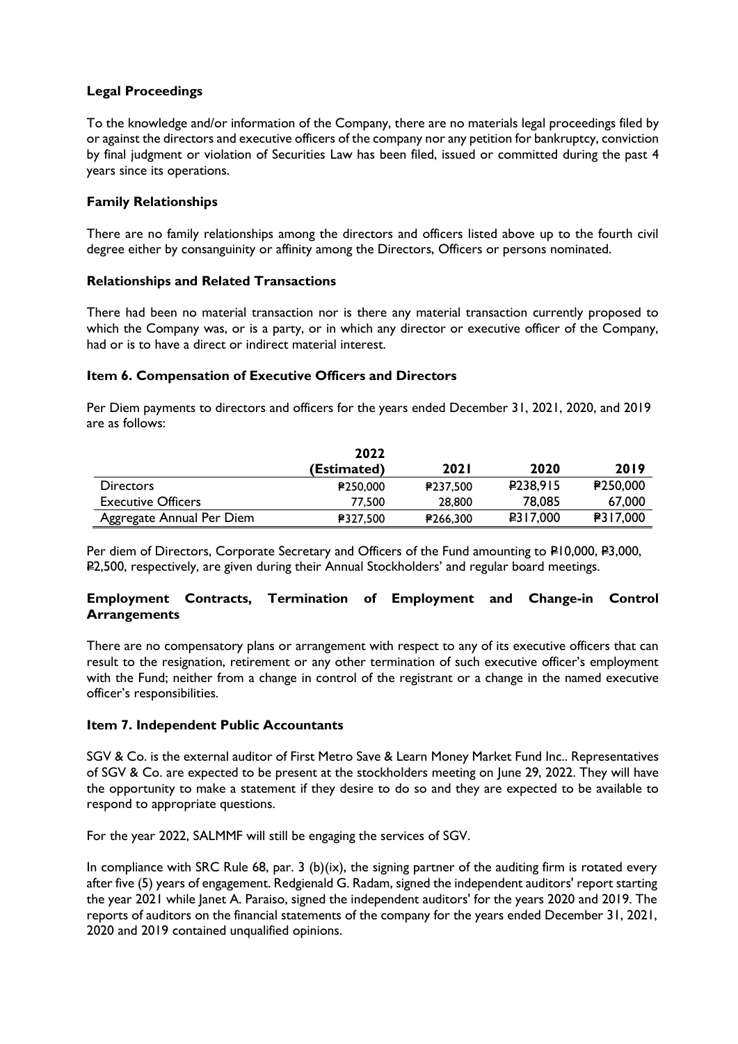**Legal Proceedings**

To the knowledge and/or information of the Company, there are no materials legal proceedings filed by or against the directors and executive officers of the company nor any petition for bankruptcy, conviction by final judgment or violation of Securities Law has been filed, issued or committed during the past 4 years since its operations.

**Family Relationships**

There are no family relationships among the directors and officers listed above up to the fourth civil degree either by consanguinity or affinity among the Directors, Officers or persons nominated.

**Relationships and Related Transactions**

There had been no material transaction nor is there any material transaction currently proposed to which the Company was, or is a party, or in which any director or executive officer of the Company, had or is to have a direct or indirect material interest.

**Item 6. Compensation of Executive Officers and Directors**

Per Diem payments to directors and officers for the years ended December 31, 2021, 2020, and 2019 are as follows:

| | 2022 (Estimated) | 2021 | 2020 | 2019 |
|---|---|---|---|---|
| Directors | ₱250,000 | ₱237,500 | ₱238,915 | ₱250,000 |
| Executive Officers | 77,500 | 28,800 | 78,085 | 67,000 |
| Aggregate Annual Per Diem | ₱327,500 | ₱266,300 | ₱317,000 | ₱317,000 |

Per diem of Directors, Corporate Secretary and Officers of the Fund amounting to ₱10,000, ₱3,000, ₱2,500, respectively, are given during their Annual Stockholders' and regular board meetings.

**Employment Contracts, Termination of Employment and Change-in Control Arrangements**

There are no compensatory plans or arrangement with respect to any of its executive officers that can result to the resignation, retirement or any other termination of such executive officer's employment with the Fund; neither from a change in control of the registrant or a change in the named executive officer's responsibilities.

**Item 7. Independent Public Accountants**

SGV & Co. is the external auditor of First Metro Save & Learn Money Market Fund Inc.. Representatives of SGV & Co. are expected to be present at the stockholders meeting on June 29, 2022. They will have the opportunity to make a statement if they desire to do so and they are expected to be available to respond to appropriate questions.

For the year 2022, SALMMF will still be engaging the services of SGV.

In compliance with SRC Rule 68, par. 3 (b)(ix), the signing partner of the auditing firm is rotated every after five (5) years of engagement. Redgienald G. Radam, signed the independent auditors' report starting the year 2021 while Janet A. Paraiso, signed the independent auditors' for the years 2020 and 2019. The reports of auditors on the financial statements of the company for the years ended December 31, 2021, 2020 and 2019 contained unqualified opinions.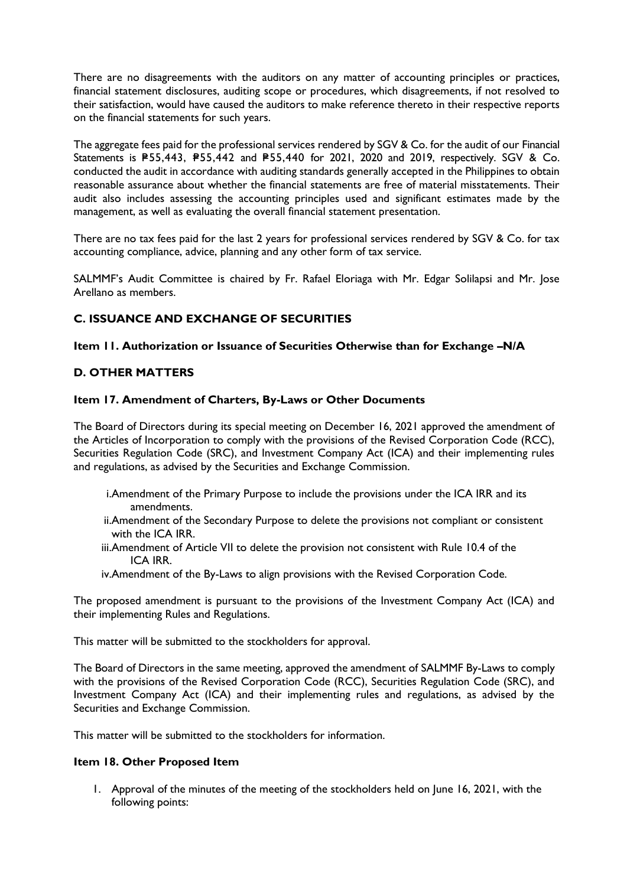There are no disagreements with the auditors on any matter of accounting principles or practices, financial statement disclosures, auditing scope or procedures, which disagreements, if not resolved to their satisfaction, would have caused the auditors to make reference thereto in their respective reports on the financial statements for such years.

The aggregate fees paid for the professional services rendered by SGV & Co. for the audit of our Financial Statements is ₱55,443, ₱55,442 and ₱55,440 for 2021, 2020 and 2019, respectively. SGV & Co. conducted the audit in accordance with auditing standards generally accepted in the Philippines to obtain reasonable assurance about whether the financial statements are free of material misstatements. Their audit also includes assessing the accounting principles used and significant estimates made by the management, as well as evaluating the overall financial statement presentation.

There are no tax fees paid for the last 2 years for professional services rendered by SGV & Co. for tax accounting compliance, advice, planning and any other form of tax service.

SALMMF's Audit Committee is chaired by Fr. Rafael Eloriaga with Mr. Edgar Solilapsi and Mr. Jose Arellano as members.

## C. ISSUANCE AND EXCHANGE OF SECURITIES

### Item 11. Authorization or Issuance of Securities Otherwise than for Exchange –N/A

## D. OTHER MATTERS

### Item 17. Amendment of Charters, By-Laws or Other Documents

The Board of Directors during its special meeting on December 16, 2021 approved the amendment of the Articles of Incorporation to comply with the provisions of the Revised Corporation Code (RCC), Securities Regulation Code (SRC), and Investment Company Act (ICA) and their implementing rules and regulations, as advised by the Securities and Exchange Commission.

i. Amendment of the Primary Purpose to include the provisions under the ICA IRR and its amendments.
ii. Amendment of the Secondary Purpose to delete the provisions not compliant or consistent with the ICA IRR.
iii. Amendment of Article VII to delete the provision not consistent with Rule 10.4 of the ICA IRR.
iv. Amendment of the By-Laws to align provisions with the Revised Corporation Code.

The proposed amendment is pursuant to the provisions of the Investment Company Act (ICA) and their implementing Rules and Regulations.

This matter will be submitted to the stockholders for approval.

The Board of Directors in the same meeting, approved the amendment of SALMMF By-Laws to comply with the provisions of the Revised Corporation Code (RCC), Securities Regulation Code (SRC), and Investment Company Act (ICA) and their implementing rules and regulations, as advised by the Securities and Exchange Commission.

This matter will be submitted to the stockholders for information.

### Item 18. Other Proposed Item

1. Approval of the minutes of the meeting of the stockholders held on June 16, 2021, with the following points: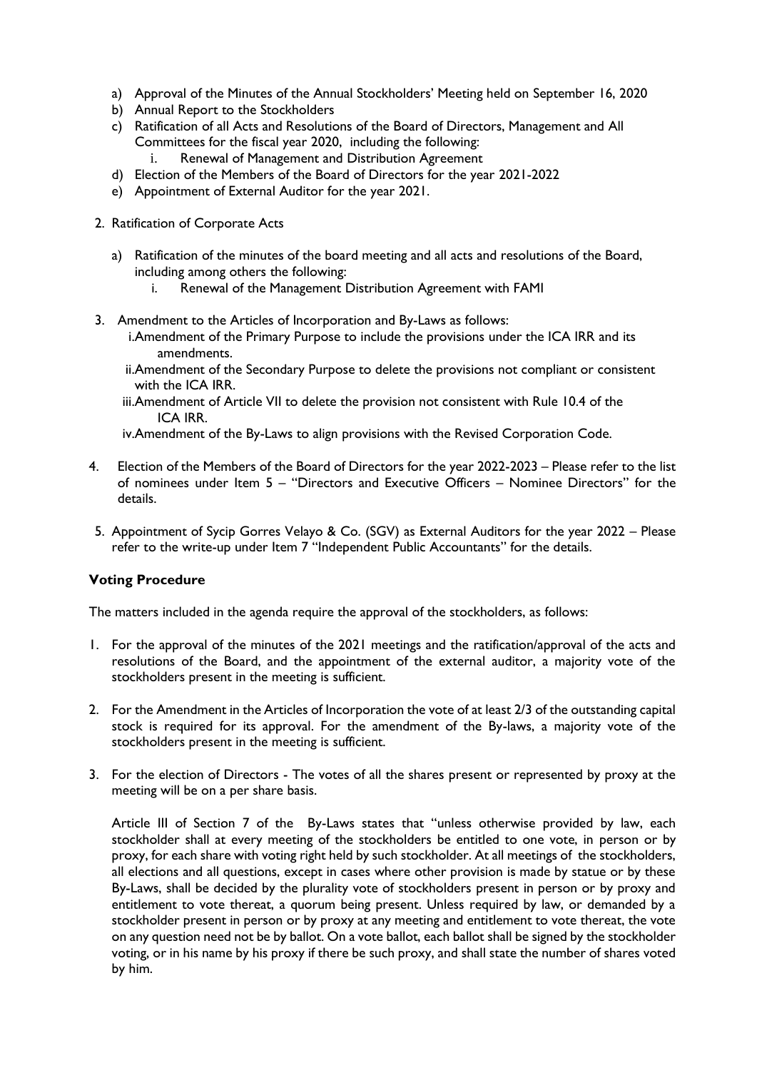a) Approval of the Minutes of the Annual Stockholders' Meeting held on September 16, 2020
b) Annual Report to the Stockholders
c) Ratification of all Acts and Resolutions of the Board of Directors, Management and All Committees for the fiscal year 2020, including the following:
    i. Renewal of Management and Distribution Agreement
d) Election of the Members of the Board of Directors for the year 2021-2022
e) Appointment of External Auditor for the year 2021.

2. Ratification of Corporate Acts

    a) Ratification of the minutes of the board meeting and all acts and resolutions of the Board, including among others the following:
        i. Renewal of the Management Distribution Agreement with FAMI

3. Amendment to the Articles of Incorporation and By-Laws as follows:
    i. Amendment of the Primary Purpose to include the provisions under the ICA IRR and its amendments.
    ii. Amendment of the Secondary Purpose to delete the provisions not compliant or consistent with the ICA IRR.
    iii. Amendment of Article VII to delete the provision not consistent with Rule 10.4 of the ICA IRR.
    iv. Amendment of the By-Laws to align provisions with the Revised Corporation Code.

4. Election of the Members of the Board of Directors for the year 2022-2023 – Please refer to the list of nominees under Item 5 – "Directors and Executive Officers – Nominee Directors" for the details.

5. Appointment of Sycip Gorres Velayo & Co. (SGV) as External Auditors for the year 2022 – Please refer to the write-up under Item 7 "Independent Public Accountants" for the details.

**Voting Procedure**

The matters included in the agenda require the approval of the stockholders, as follows:

1. For the approval of the minutes of the 2021 meetings and the ratification/approval of the acts and resolutions of the Board, and the appointment of the external auditor, a majority vote of the stockholders present in the meeting is sufficient.

2. For the Amendment in the Articles of Incorporation the vote of at least 2/3 of the outstanding capital stock is required for its approval. For the amendment of the By-laws, a majority vote of the stockholders present in the meeting is sufficient.

3. For the election of Directors - The votes of all the shares present or represented by proxy at the meeting will be on a per share basis.

    Article III of Section 7 of the By-Laws states that "unless otherwise provided by law, each stockholder shall at every meeting of the stockholders be entitled to one vote, in person or by proxy, for each share with voting right held by such stockholder. At all meetings of the stockholders, all elections and all questions, except in cases where other provision is made by statue or by these By-Laws, shall be decided by the plurality vote of stockholders present in person or by proxy and entitlement to vote thereat, a quorum being present. Unless required by law, or demanded by a stockholder present in person or by proxy at any meeting and entitlement to vote thereat, the vote on any question need not be by ballot. On a vote ballot, each ballot shall be signed by the stockholder voting, or in his name by his proxy if there be such proxy, and shall state the number of shares voted by him.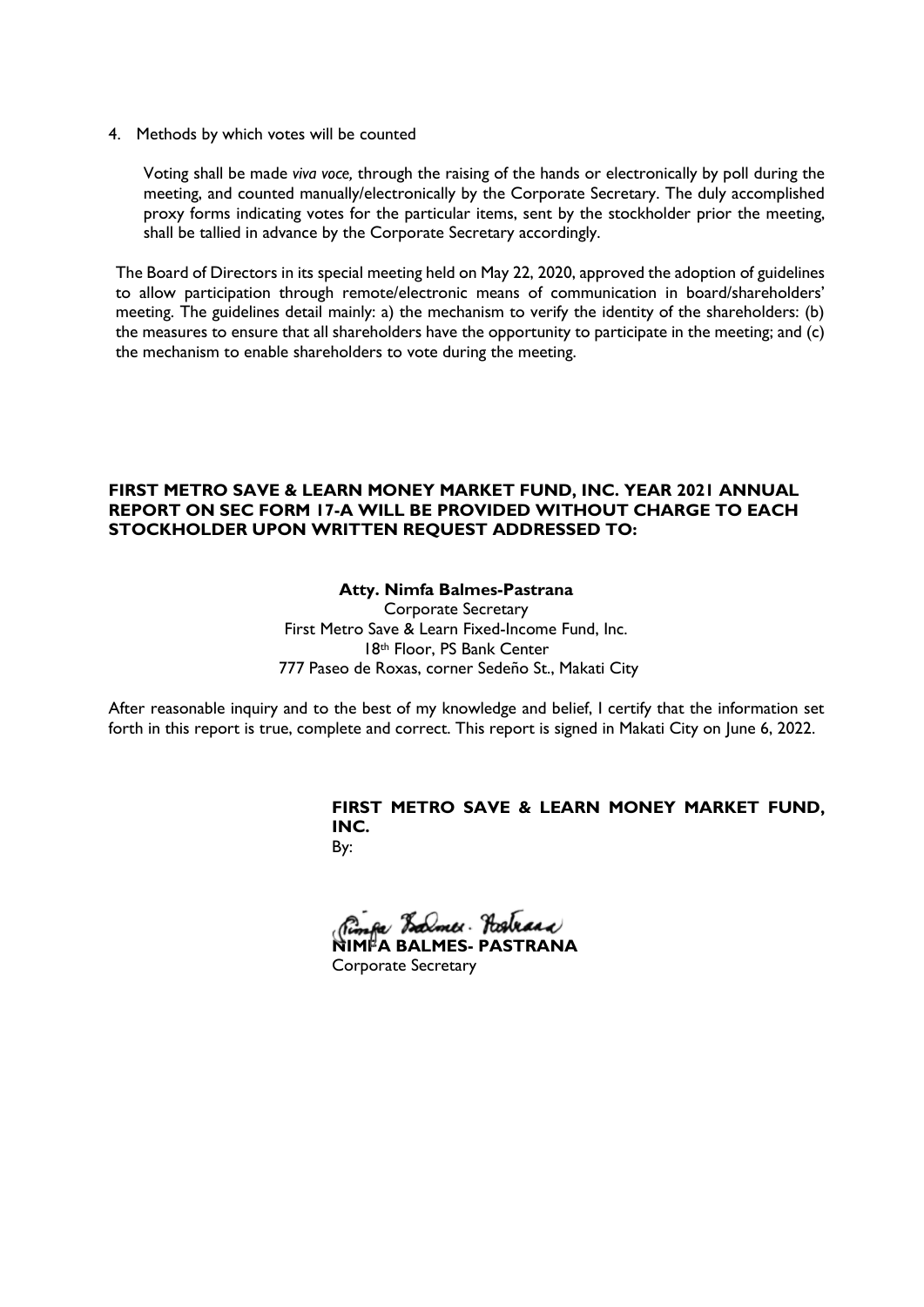4. Methods by which votes will be counted

   Voting shall be made *viva voce,* through the raising of the hands or electronically by poll during the meeting, and counted manually/electronically by the Corporate Secretary. The duly accomplished proxy forms indicating votes for the particular items, sent by the stockholder prior the meeting, shall be tallied in advance by the Corporate Secretary accordingly.

The Board of Directors in its special meeting held on May 22, 2020, approved the adoption of guidelines to allow participation through remote/electronic means of communication in board/shareholders' meeting. The guidelines detail mainly: a) the mechanism to verify the identity of the shareholders: (b) the measures to ensure that all shareholders have the opportunity to participate in the meeting; and (c) the mechanism to enable shareholders to vote during the meeting.

**FIRST METRO SAVE & LEARN MONEY MARKET FUND, INC. YEAR 2021 ANNUAL REPORT ON SEC FORM 17-A WILL BE PROVIDED WITHOUT CHARGE TO EACH STOCKHOLDER UPON WRITTEN REQUEST ADDRESSED TO:**

**Atty. Nimfa Balmes-Pastrana**
Corporate Secretary
First Metro Save & Learn Fixed-Income Fund, Inc.
18th Floor, PS Bank Center
777 Paseo de Roxas, corner Sedeño St., Makati City

After reasonable inquiry and to the best of my knowledge and belief, I certify that the information set forth in this report is true, complete and correct. This report is signed in Makati City on June 6, 2022.

**FIRST METRO SAVE & LEARN MONEY MARKET FUND, INC.**
By:

**NIMFA BALMES- PASTRANA**
Corporate Secretary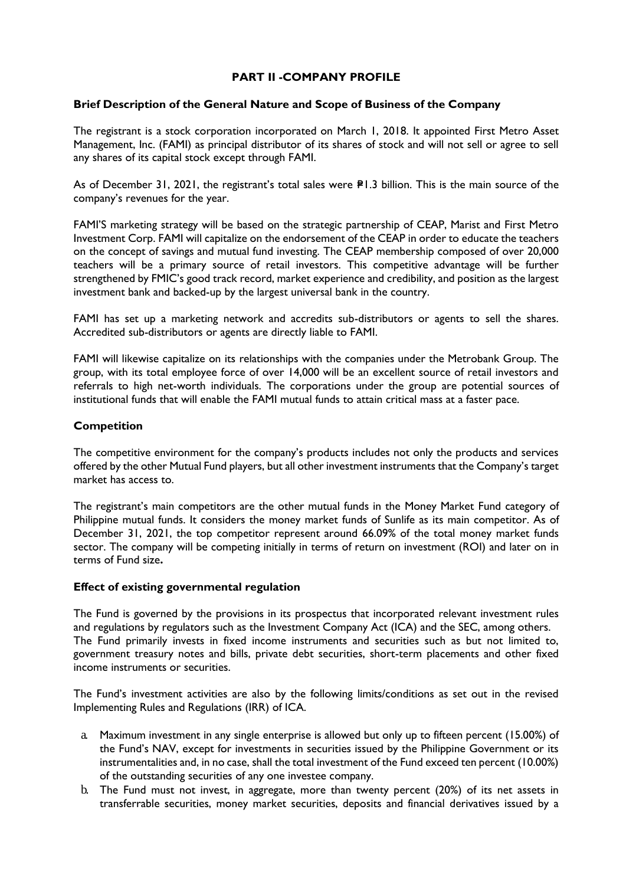# PART II -COMPANY PROFILE

## Brief Description of the General Nature and Scope of Business of the Company

The registrant is a stock corporation incorporated on March 1, 2018. It appointed First Metro Asset Management, Inc. (FAMI) as principal distributor of its shares of stock and will not sell or agree to sell any shares of its capital stock except through FAMI.

As of December 31, 2021, the registrant's total sales were ₱1.3 billion. This is the main source of the company's revenues for the year.

FAMI'S marketing strategy will be based on the strategic partnership of CEAP, Marist and First Metro Investment Corp. FAMI will capitalize on the endorsement of the CEAP in order to educate the teachers on the concept of savings and mutual fund investing. The CEAP membership composed of over 20,000 teachers will be a primary source of retail investors. This competitive advantage will be further strengthened by FMIC's good track record, market experience and credibility, and position as the largest investment bank and backed-up by the largest universal bank in the country.

FAMI has set up a marketing network and accredits sub-distributors or agents to sell the shares. Accredited sub-distributors or agents are directly liable to FAMI.

FAMI will likewise capitalize on its relationships with the companies under the Metrobank Group. The group, with its total employee force of over 14,000 will be an excellent source of retail investors and referrals to high net-worth individuals. The corporations under the group are potential sources of institutional funds that will enable the FAMI mutual funds to attain critical mass at a faster pace.

## Competition

The competitive environment for the company's products includes not only the products and services offered by the other Mutual Fund players, but all other investment instruments that the Company's target market has access to.

The registrant's main competitors are the other mutual funds in the Money Market Fund category of Philippine mutual funds. It considers the money market funds of Sunlife as its main competitor. As of December 31, 2021, the top competitor represent around 66.09% of the total money market funds sector. The company will be competing initially in terms of return on investment (ROI) and later on in terms of Fund size**.**

## Effect of existing governmental regulation

The Fund is governed by the provisions in its prospectus that incorporated relevant investment rules and regulations by regulators such as the Investment Company Act (ICA) and the SEC, among others. The Fund primarily invests in fixed income instruments and securities such as but not limited to, government treasury notes and bills, private debt securities, short-term placements and other fixed income instruments or securities.

The Fund's investment activities are also by the following limits/conditions as set out in the revised Implementing Rules and Regulations (IRR) of ICA.

a. Maximum investment in any single enterprise is allowed but only up to fifteen percent (15.00%) of the Fund's NAV, except for investments in securities issued by the Philippine Government or its instrumentalities and, in no case, shall the total investment of the Fund exceed ten percent (10.00%) of the outstanding securities of any one investee company.
b. The Fund must not invest, in aggregate, more than twenty percent (20%) of its net assets in transferrable securities, money market securities, deposits and financial derivatives issued by a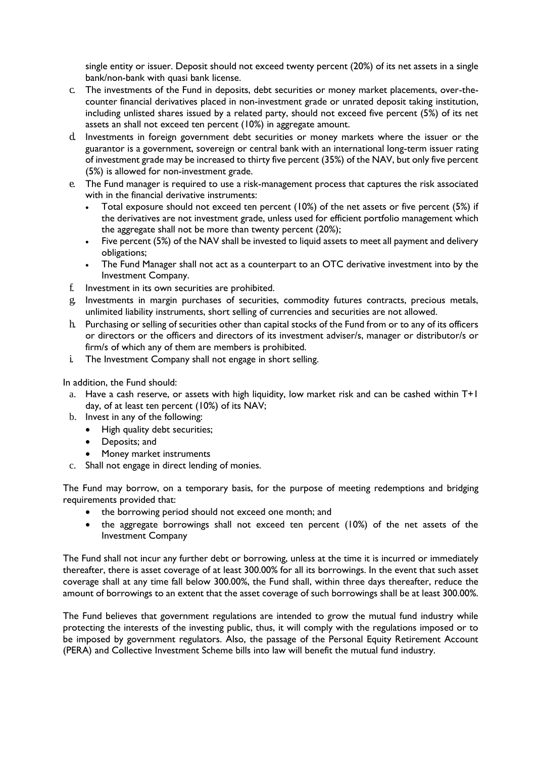single entity or issuer. Deposit should not exceed twenty percent (20%) of its net assets in a single bank/non-bank with quasi bank license.

c. The investments of the Fund in deposits, debt securities or money market placements, over-the-counter financial derivatives placed in non-investment grade or unrated deposit taking institution, including unlisted shares issued by a related party, should not exceed five percent (5%) of its net assets an shall not exceed ten percent (10%) in aggregate amount.
d. Investments in foreign government debt securities or money markets where the issuer or the guarantor is a government, sovereign or central bank with an international long-term issuer rating of investment grade may be increased to thirty five percent (35%) of the NAV, but only five percent (5%) is allowed for non-investment grade.
e. The Fund manager is required to use a risk-management process that captures the risk associated with in the financial derivative instruments:
   - Total exposure should not exceed ten percent (10%) of the net assets or five percent (5%) if the derivatives are not investment grade, unless used for efficient portfolio management which the aggregate shall not be more than twenty percent (20%);
   - Five percent (5%) of the NAV shall be invested to liquid assets to meet all payment and delivery obligations;
   - The Fund Manager shall not act as a counterpart to an OTC derivative investment into by the Investment Company.
f. Investment in its own securities are prohibited.
g. Investments in margin purchases of securities, commodity futures contracts, precious metals, unlimited liability instruments, short selling of currencies and securities are not allowed.
h. Purchasing or selling of securities other than capital stocks of the Fund from or to any of its officers or directors or the officers and directors of its investment adviser/s, manager or distributor/s or firm/s of which any of them are members is prohibited.
i. The Investment Company shall not engage in short selling.

In addition, the Fund should:

a. Have a cash reserve, or assets with high liquidity, low market risk and can be cashed within T+1 day, of at least ten percent (10%) of its NAV;
b. Invest in any of the following:
   - High quality debt securities;
   - Deposits; and
   - Money market instruments
c. Shall not engage in direct lending of monies.

The Fund may borrow, on a temporary basis, for the purpose of meeting redemptions and bridging requirements provided that:

- the borrowing period should not exceed one month; and
- the aggregate borrowings shall not exceed ten percent (10%) of the net assets of the Investment Company

The Fund shall not incur any further debt or borrowing, unless at the time it is incurred or immediately thereafter, there is asset coverage of at least 300.00% for all its borrowings. In the event that such asset coverage shall at any time fall below 300.00%, the Fund shall, within three days thereafter, reduce the amount of borrowings to an extent that the asset coverage of such borrowings shall be at least 300.00%.

The Fund believes that government regulations are intended to grow the mutual fund industry while protecting the interests of the investing public, thus, it will comply with the regulations imposed or to be imposed by government regulators. Also, the passage of the Personal Equity Retirement Account (PERA) and Collective Investment Scheme bills into law will benefit the mutual fund industry.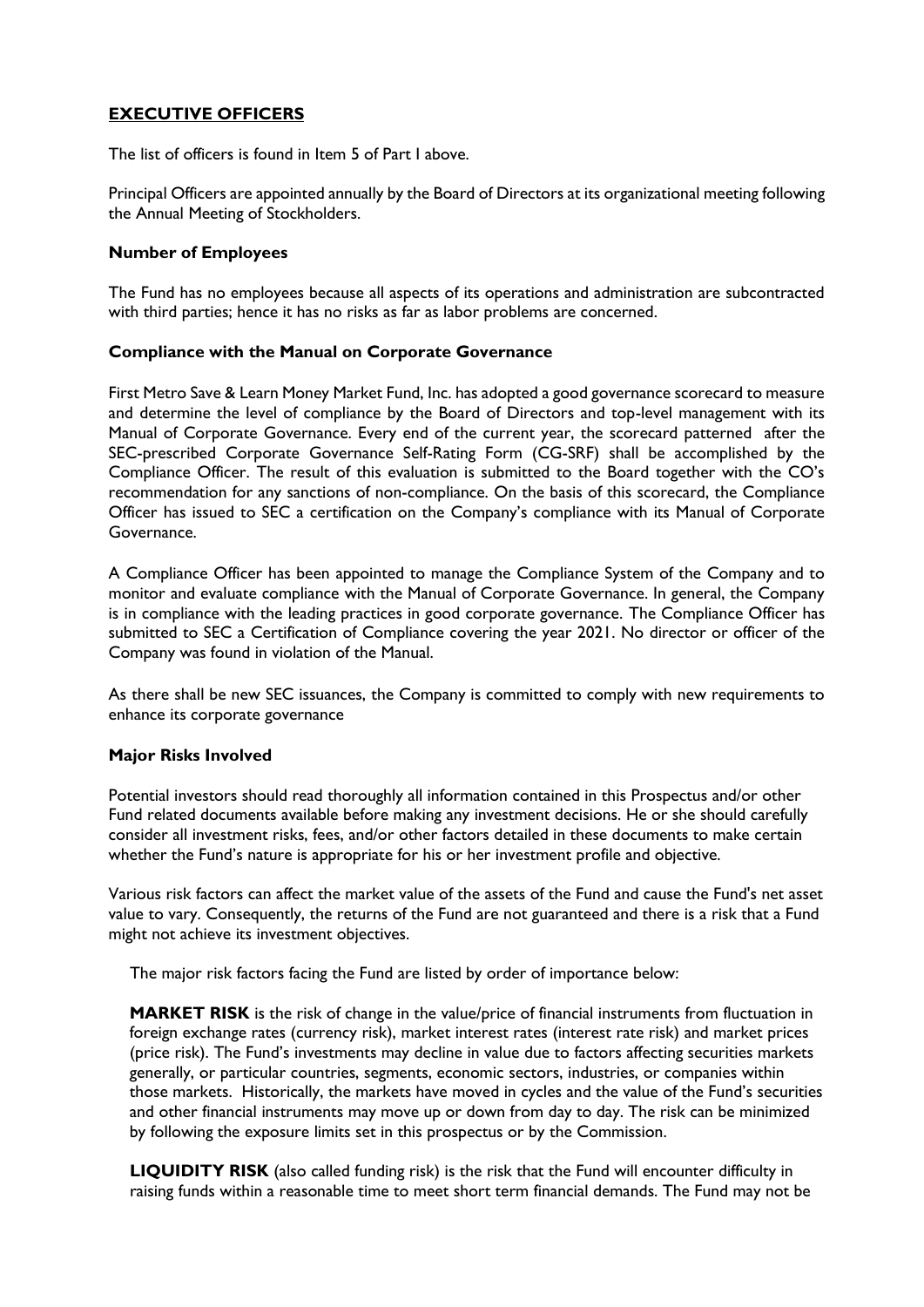## EXECUTIVE OFFICERS

The list of officers is found in Item 5 of Part I above.

Principal Officers are appointed annually by the Board of Directors at its organizational meeting following the Annual Meeting of Stockholders.

### Number of Employees

The Fund has no employees because all aspects of its operations and administration are subcontracted with third parties; hence it has no risks as far as labor problems are concerned.

### Compliance with the Manual on Corporate Governance

First Metro Save & Learn Money Market Fund, Inc. has adopted a good governance scorecard to measure and determine the level of compliance by the Board of Directors and top-level management with its Manual of Corporate Governance. Every end of the current year, the scorecard patterned after the SEC-prescribed Corporate Governance Self-Rating Form (CG-SRF) shall be accomplished by the Compliance Officer. The result of this evaluation is submitted to the Board together with the CO's recommendation for any sanctions of non-compliance. On the basis of this scorecard, the Compliance Officer has issued to SEC a certification on the Company's compliance with its Manual of Corporate Governance.

A Compliance Officer has been appointed to manage the Compliance System of the Company and to monitor and evaluate compliance with the Manual of Corporate Governance. In general, the Company is in compliance with the leading practices in good corporate governance. The Compliance Officer has submitted to SEC a Certification of Compliance covering the year 2021. No director or officer of the Company was found in violation of the Manual.

As there shall be new SEC issuances, the Company is committed to comply with new requirements to enhance its corporate governance

### Major Risks Involved

Potential investors should read thoroughly all information contained in this Prospectus and/or other Fund related documents available before making any investment decisions. He or she should carefully consider all investment risks, fees, and/or other factors detailed in these documents to make certain whether the Fund's nature is appropriate for his or her investment profile and objective.

Various risk factors can affect the market value of the assets of the Fund and cause the Fund's net asset value to vary. Consequently, the returns of the Fund are not guaranteed and there is a risk that a Fund might not achieve its investment objectives.

The major risk factors facing the Fund are listed by order of importance below:

**MARKET RISK** is the risk of change in the value/price of financial instruments from fluctuation in foreign exchange rates (currency risk), market interest rates (interest rate risk) and market prices (price risk). The Fund's investments may decline in value due to factors affecting securities markets generally, or particular countries, segments, economic sectors, industries, or companies within those markets. Historically, the markets have moved in cycles and the value of the Fund's securities and other financial instruments may move up or down from day to day. The risk can be minimized by following the exposure limits set in this prospectus or by the Commission.

**LIQUIDITY RISK** (also called funding risk) is the risk that the Fund will encounter difficulty in raising funds within a reasonable time to meet short term financial demands. The Fund may not be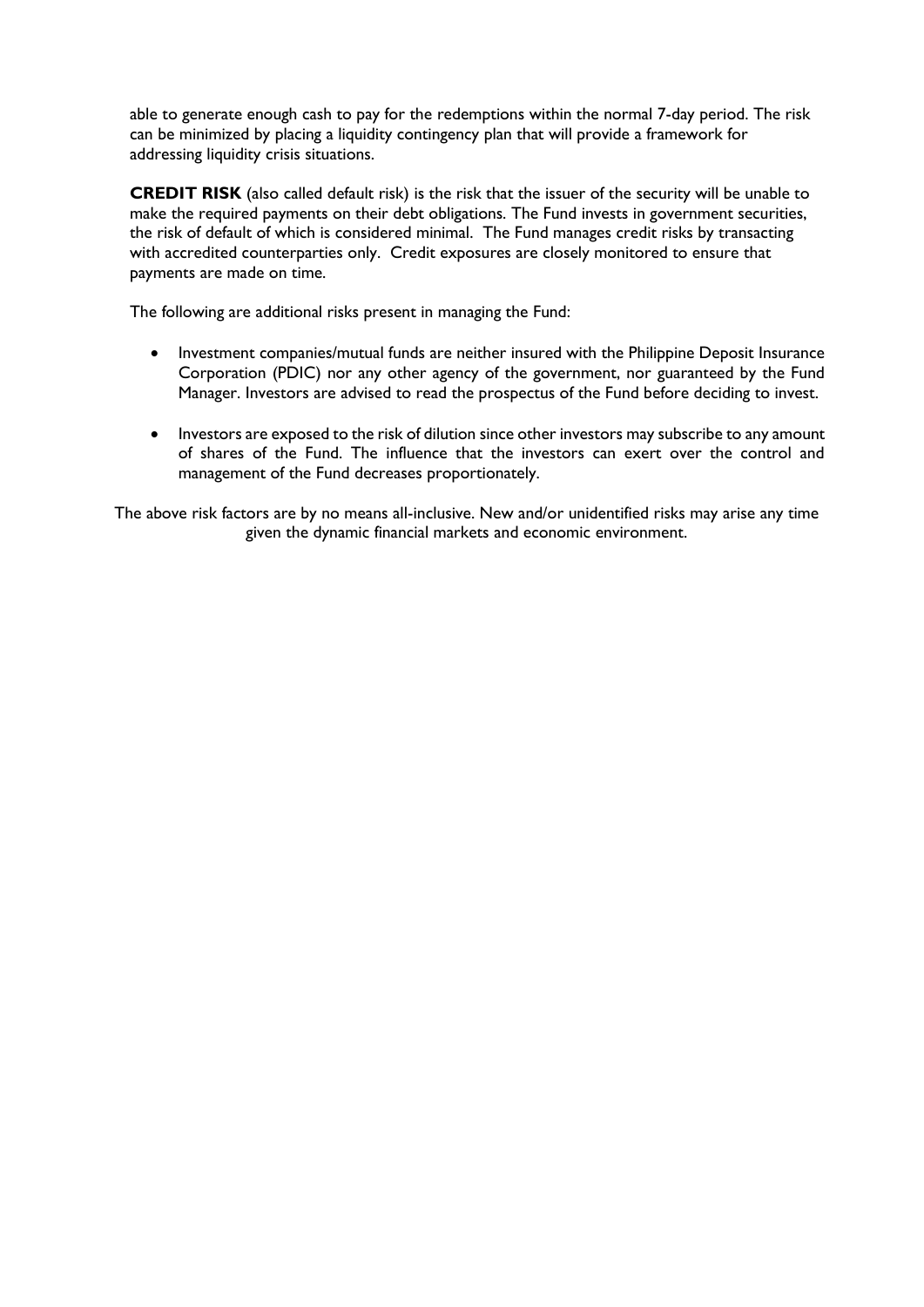able to generate enough cash to pay for the redemptions within the normal 7-day period. The risk can be minimized by placing a liquidity contingency plan that will provide a framework for addressing liquidity crisis situations.

**CREDIT RISK** (also called default risk) is the risk that the issuer of the security will be unable to make the required payments on their debt obligations. The Fund invests in government securities, the risk of default of which is considered minimal. The Fund manages credit risks by transacting with accredited counterparties only. Credit exposures are closely monitored to ensure that payments are made on time.

The following are additional risks present in managing the Fund:

- Investment companies/mutual funds are neither insured with the Philippine Deposit Insurance Corporation (PDIC) nor any other agency of the government, nor guaranteed by the Fund Manager. Investors are advised to read the prospectus of the Fund before deciding to invest.
- Investors are exposed to the risk of dilution since other investors may subscribe to any amount of shares of the Fund. The influence that the investors can exert over the control and management of the Fund decreases proportionately.

The above risk factors are by no means all-inclusive. New and/or unidentified risks may arise any time given the dynamic financial markets and economic environment.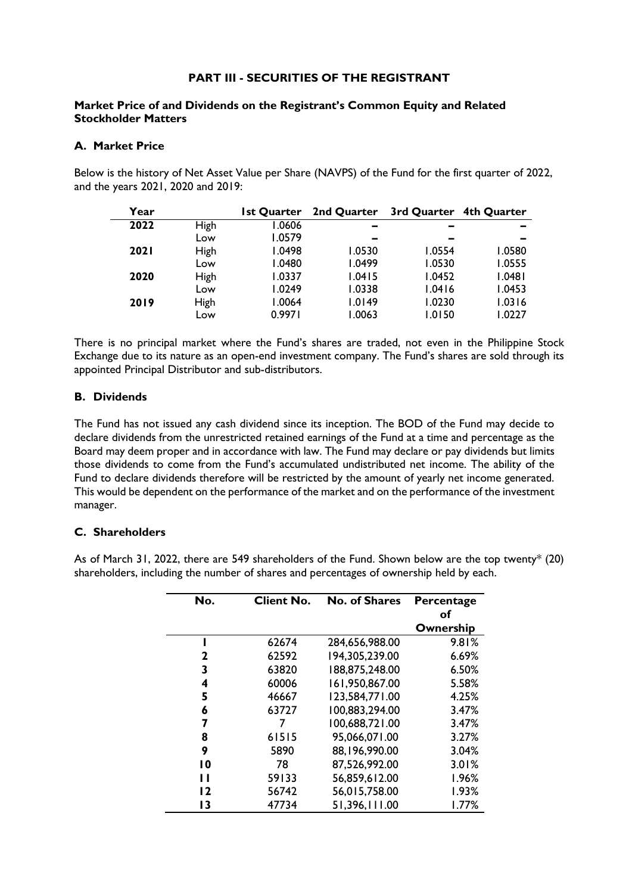# PART III - SECURITIES OF THE REGISTRANT

## Market Price of and Dividends on the Registrant's Common Equity and Related Stockholder Matters

### A. Market Price

Below is the history of Net Asset Value per Share (NAVPS) of the Fund for the first quarter of 2022, and the years 2021, 2020 and 2019:

| Year | | 1st Quarter | 2nd Quarter | 3rd Quarter | 4th Quarter |
|---|---|---|---|---|---|
| **2022** | High | 1.0606 | – | – | – |
| | Low | 1.0579 | – | – | – |
| **2021** | High | 1.0498 | 1.0530 | 1.0554 | 1.0580 |
| | Low | 1.0480 | 1.0499 | 1.0530 | 1.0555 |
| **2020** | High | 1.0337 | 1.0415 | 1.0452 | 1.0481 |
| | Low | 1.0249 | 1.0338 | 1.0416 | 1.0453 |
| **2019** | High | 1.0064 | 1.0149 | 1.0230 | 1.0316 |
| | Low | 0.9971 | 1.0063 | 1.0150 | 1.0227 |

There is no principal market where the Fund's shares are traded, not even in the Philippine Stock Exchange due to its nature as an open-end investment company. The Fund's shares are sold through its appointed Principal Distributor and sub-distributors.

### B. Dividends

The Fund has not issued any cash dividend since its inception. The BOD of the Fund may decide to declare dividends from the unrestricted retained earnings of the Fund at a time and percentage as the Board may deem proper and in accordance with law. The Fund may declare or pay dividends but limits those dividends to come from the Fund's accumulated undistributed net income. The ability of the Fund to declare dividends therefore will be restricted by the amount of yearly net income generated. This would be dependent on the performance of the market and on the performance of the investment manager.

### C. Shareholders

As of March 31, 2022, there are 549 shareholders of the Fund. Shown below are the top twenty* (20) shareholders, including the number of shares and percentages of ownership held by each.

| No. | Client No. | No. of Shares | Percentage of Ownership |
|---|---|---|---|
| 1 | 62674 | 284,656,988.00 | 9.81% |
| 2 | 62592 | 194,305,239.00 | 6.69% |
| 3 | 63820 | 188,875,248.00 | 6.50% |
| 4 | 60006 | 161,950,867.00 | 5.58% |
| 5 | 46667 | 123,584,771.00 | 4.25% |
| 6 | 63727 | 100,883,294.00 | 3.47% |
| 7 | 7 | 100,688,721.00 | 3.47% |
| 8 | 61515 | 95,066,071.00 | 3.27% |
| 9 | 5890 | 88,196,990.00 | 3.04% |
| 10 | 78 | 87,526,992.00 | 3.01% |
| 11 | 59133 | 56,859,612.00 | 1.96% |
| 12 | 56742 | 56,015,758.00 | 1.93% |
| 13 | 47734 | 51,396,111.00 | 1.77% |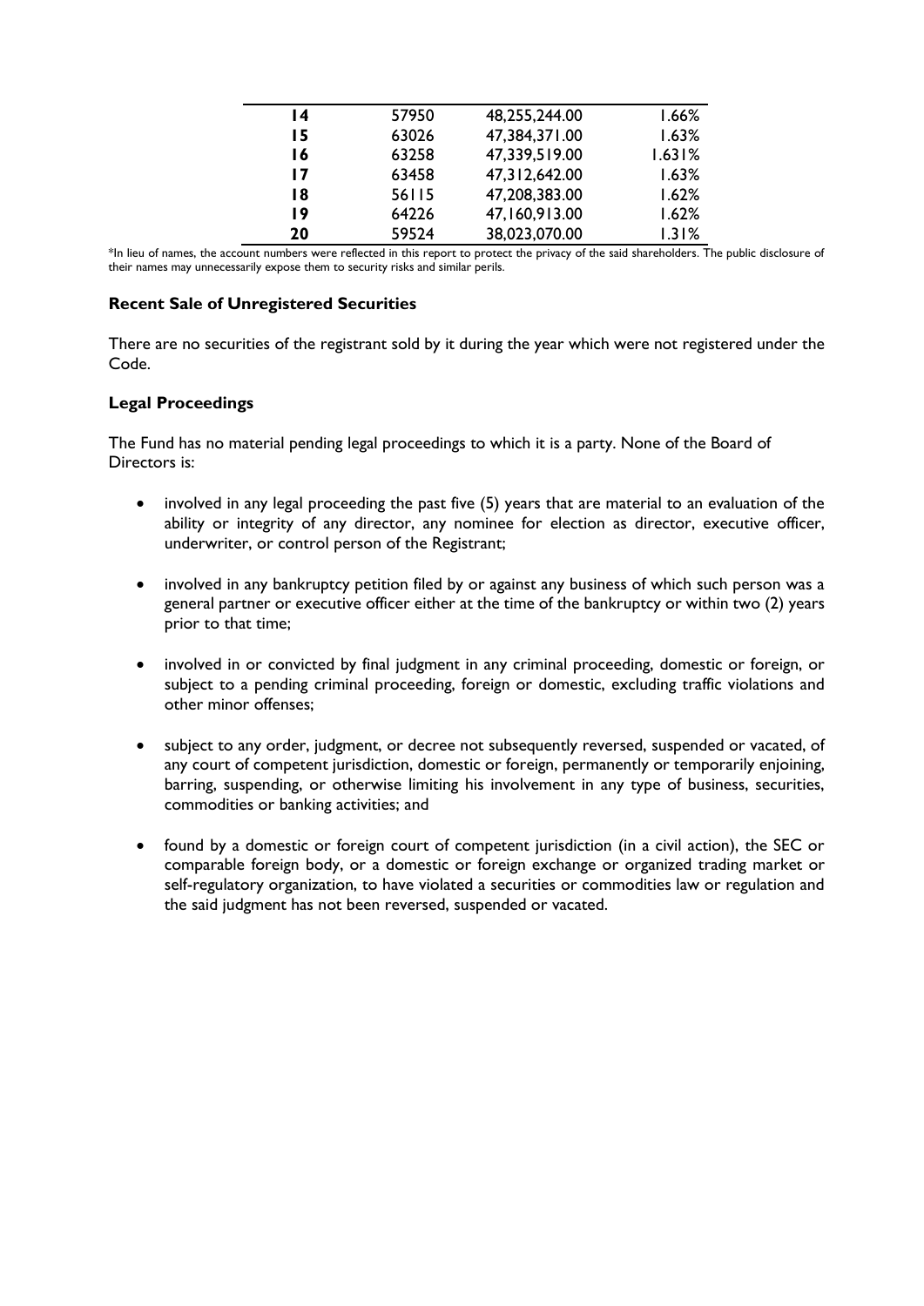| | | | |
|---|---|---|---|
| **14** | 57950 | 48,255,244.00 | 1.66% |
| **15** | 63026 | 47,384,371.00 | 1.63% |
| **16** | 63258 | 47,339,519.00 | 1.631% |
| **17** | 63458 | 47,312,642.00 | 1.63% |
| **18** | 56115 | 47,208,383.00 | 1.62% |
| **19** | 64226 | 47,160,913.00 | 1.62% |
| **20** | 59524 | 38,023,070.00 | 1.31% |

*In lieu of names, the account numbers were reflected in this report to protect the privacy of the said shareholders. The public disclosure of their names may unnecessarily expose them to security risks and similar perils.

### Recent Sale of Unregistered Securities

There are no securities of the registrant sold by it during the year which were not registered under the Code.

### Legal Proceedings

The Fund has no material pending legal proceedings to which it is a party. None of the Board of Directors is:

- involved in any legal proceeding the past five (5) years that are material to an evaluation of the ability or integrity of any director, any nominee for election as director, executive officer, underwriter, or control person of the Registrant;
- involved in any bankruptcy petition filed by or against any business of which such person was a general partner or executive officer either at the time of the bankruptcy or within two (2) years prior to that time;
- involved in or convicted by final judgment in any criminal proceeding, domestic or foreign, or subject to a pending criminal proceeding, foreign or domestic, excluding traffic violations and other minor offenses;
- subject to any order, judgment, or decree not subsequently reversed, suspended or vacated, of any court of competent jurisdiction, domestic or foreign, permanently or temporarily enjoining, barring, suspending, or otherwise limiting his involvement in any type of business, securities, commodities or banking activities; and
- found by a domestic or foreign court of competent jurisdiction (in a civil action), the SEC or comparable foreign body, or a domestic or foreign exchange or organized trading market or self-regulatory organization, to have violated a securities or commodities law or regulation and the said judgment has not been reversed, suspended or vacated.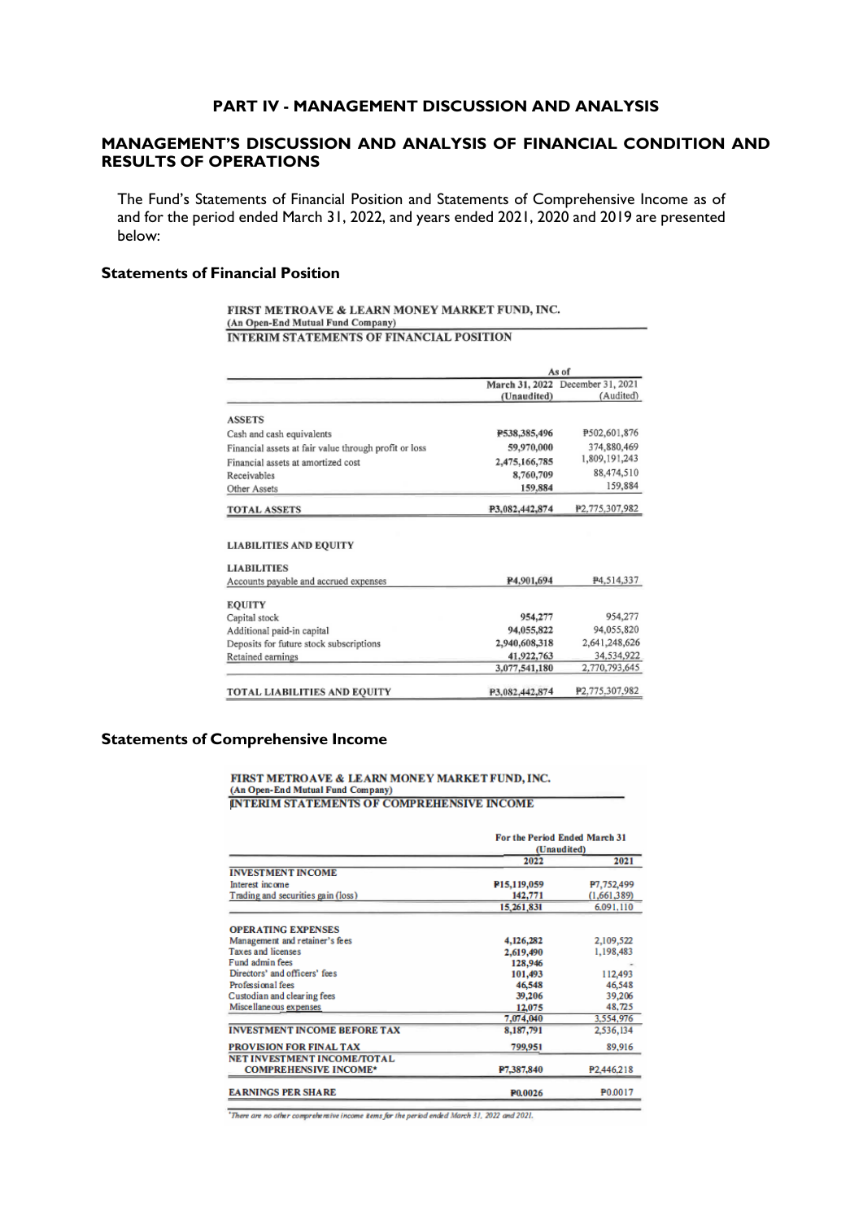# PART IV - MANAGEMENT DISCUSSION AND ANALYSIS

## MANAGEMENT'S DISCUSSION AND ANALYSIS OF FINANCIAL CONDITION AND RESULTS OF OPERATIONS

The Fund's Statements of Financial Position and Statements of Comprehensive Income as of and for the period ended March 31, 2022, and years ended 2021, 2020 and 2019 are presented below:

### Statements of Financial Position

**FIRST METROAVE & LEARN MONEY MARKET FUND, INC.**
**(An Open-End Mutual Fund Company)**
**INTERIM STATEMENTS OF FINANCIAL POSITION**

| | As of | |
|---|---|---|
| | March 31, 2022 (Unaudited) | December 31, 2021 (Audited) |
| **ASSETS** | | |
| Cash and cash equivalents | ₱538,385,496 | ₱502,601,876 |
| Financial assets at fair value through profit or loss | 59,970,000 | 374,880,469 |
| Financial assets at amortized cost | 2,475,166,785 | 1,809,191,243 |
| Receivables | 8,760,709 | 88,474,510 |
| Other Assets | 159,884 | 159,884 |
| **TOTAL ASSETS** | ₱3,082,442,874 | ₱2,775,307,982 |
| **LIABILITIES AND EQUITY** | | |
| **LIABILITIES** | | |
| Accounts payable and accrued expenses | ₱4,901,694 | ₱4,514,337 |
| **EQUITY** | | |
| Capital stock | 954,277 | 954,277 |
| Additional paid-in capital | 94,055,822 | 94,055,820 |
| Deposits for future stock subscriptions | 2,940,608,318 | 2,641,248,626 |
| Retained earnings | 41,922,763 | 34,534,922 |
| | 3,077,541,180 | 2,770,793,645 |
| **TOTAL LIABILITIES AND EQUITY** | ₱3,082,442,874 | ₱2,775,307,982 |

### Statements of Comprehensive Income

**FIRST METROAVE & LEARN MONEY MARKET FUND, INC.**
**(An Open-End Mutual Fund Company)**
**INTERIM STATEMENTS OF COMPREHENSIVE INCOME**

| | For the Period Ended March 31 (Unaudited) | |
|---|---|---|
| | 2022 | 2021 |
| **INVESTMENT INCOME** | | |
| Interest income | ₱15,119,059 | ₱7,752,499 |
| Trading and securities gain (loss) | 142,771 | (1,661,389) |
| | 15,261,831 | 6,091,110 |
| **OPERATING EXPENSES** | | |
| Management and retainer's fees | 4,126,282 | 2,109,522 |
| Taxes and licenses | 2,619,490 | 1,198,483 |
| Fund admin fees | 128,946 | - |
| Directors' and officers' fees | 101,493 | 112,493 |
| Professional fees | 46,548 | 46,548 |
| Custodian and clearing fees | 39,206 | 39,206 |
| Miscellaneous expenses | 12,075 | 48,725 |
| | 7,074,040 | 3,554,976 |
| **INVESTMENT INCOME BEFORE TAX** | 8,187,791 | 2,536,134 |
| **PROVISION FOR FINAL TAX** | 799,951 | 89,916 |
| **NET INVESTMENT INCOME/TOTAL COMPREHENSIVE INCOME*** | ₱7,387,840 | ₱2,446,218 |
| **EARNINGS PER SHARE** | ₱0.0026 | ₱0.0017 |

*There are no other comprehensive income items for the period ended March 31, 2022 and 2021.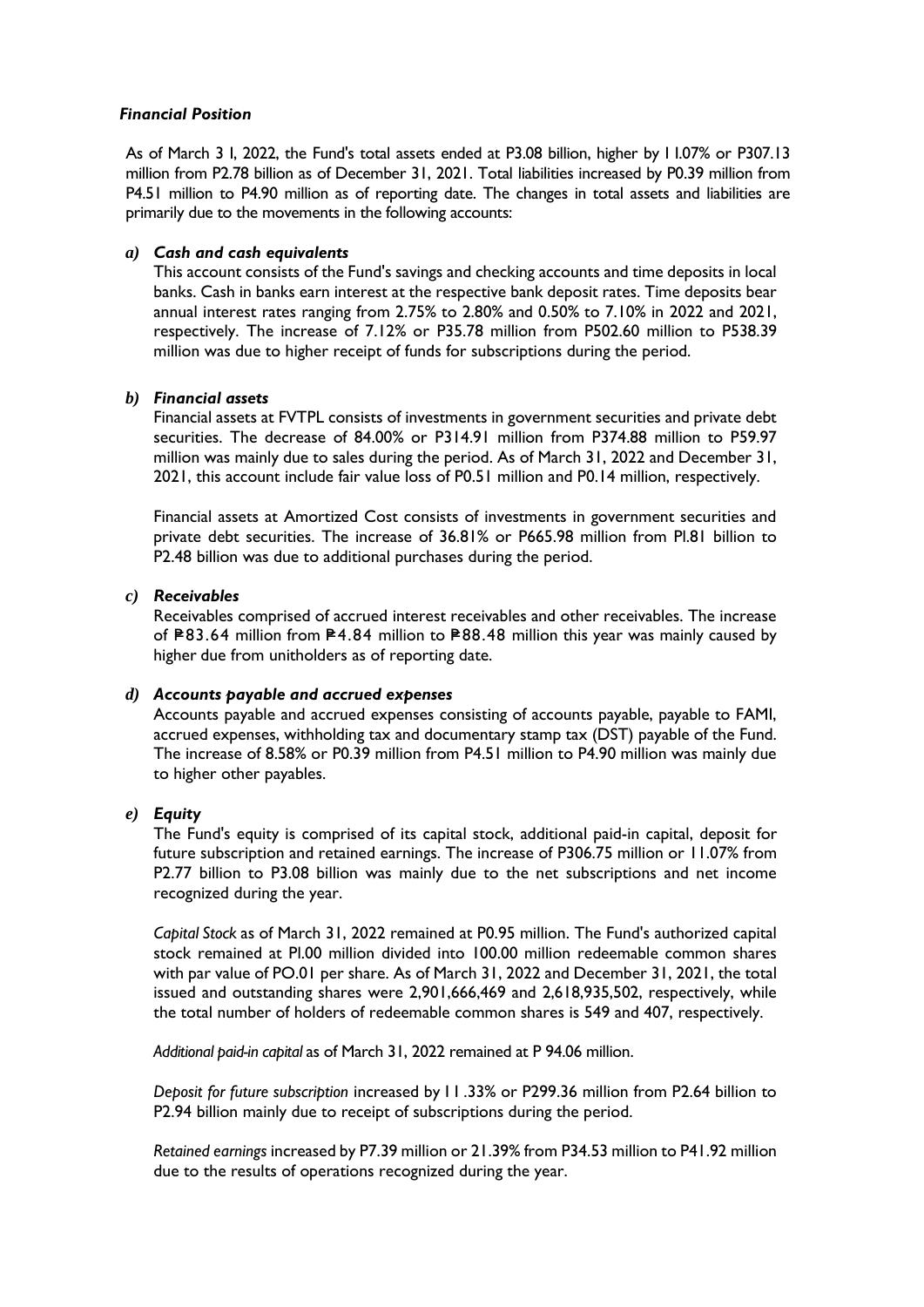### *Financial Position*

As of March 3 l, 2022, the Fund's total assets ended at P3.08 billion, higher by 1 l.07% or P307.13 million from P2.78 billion as of December 31, 2021. Total liabilities increased by P0.39 million from P4.51 million to P4.90 million as of reporting date. The changes in total assets and liabilities are primarily due to the movements in the following accounts:

***a) Cash and cash equivalents***

This account consists of the Fund's savings and checking accounts and time deposits in local banks. Cash in banks earn interest at the respective bank deposit rates. Time deposits bear annual interest rates ranging from 2.75% to 2.80% and 0.50% to 7.10% in 2022 and 2021, respectively. The increase of 7.12% or P35.78 million from P502.60 million to P538.39 million was due to higher receipt of funds for subscriptions during the period.

***b) Financial assets***

Financial assets at FVTPL consists of investments in government securities and private debt securities. The decrease of 84.00% or P314.91 million from P374.88 million to P59.97 million was mainly due to sales during the period. As of March 31, 2022 and December 31, 2021, this account include fair value loss of P0.51 million and P0.14 million, respectively.

Financial assets at Amortized Cost consists of investments in government securities and private debt securities. The increase of 36.81% or P665.98 million from Pl.81 billion to P2.48 billion was due to additional purchases during the period.

***c) Receivables***

Receivables comprised of accrued interest receivables and other receivables. The increase of ₱83.64 million from ₱4.84 million to ₱88.48 million this year was mainly caused by higher due from unitholders as of reporting date.

***d) Accounts payable and accrued expenses***

Accounts payable and accrued expenses consisting of accounts payable, payable to FAMI, accrued expenses, withholding tax and documentary stamp tax (DST) payable of the Fund. The increase of 8.58% or P0.39 million from P4.51 million to P4.90 million was mainly due to higher other payables.

***e) Equity***

The Fund's equity is comprised of its capital stock, additional paid-in capital, deposit for future subscription and retained earnings. The increase of P306.75 million or 11.07% from P2.77 billion to P3.08 billion was mainly due to the net subscriptions and net income recognized during the year.

*Capital Stock* as of March 31, 2022 remained at P0.95 million. The Fund's authorized capital stock remained at Pl.00 million divided into 100.00 million redeemable common shares with par value of PO.01 per share. As of March 31, 2022 and December 31, 2021, the total issued and outstanding shares were 2,901,666,469 and 2,618,935,502, respectively, while the total number of holders of redeemable common shares is 549 and 407, respectively.

*Additional paid-in capital* as of March 31, 2022 remained at P 94.06 million.

*Deposit for future subscription* increased by 11.33% or P299.36 million from P2.64 billion to P2.94 billion mainly due to receipt of subscriptions during the period.

*Retained earnings* increased by P7.39 million or 21.39% from P34.53 million to P41.92 million due to the results of operations recognized during the year.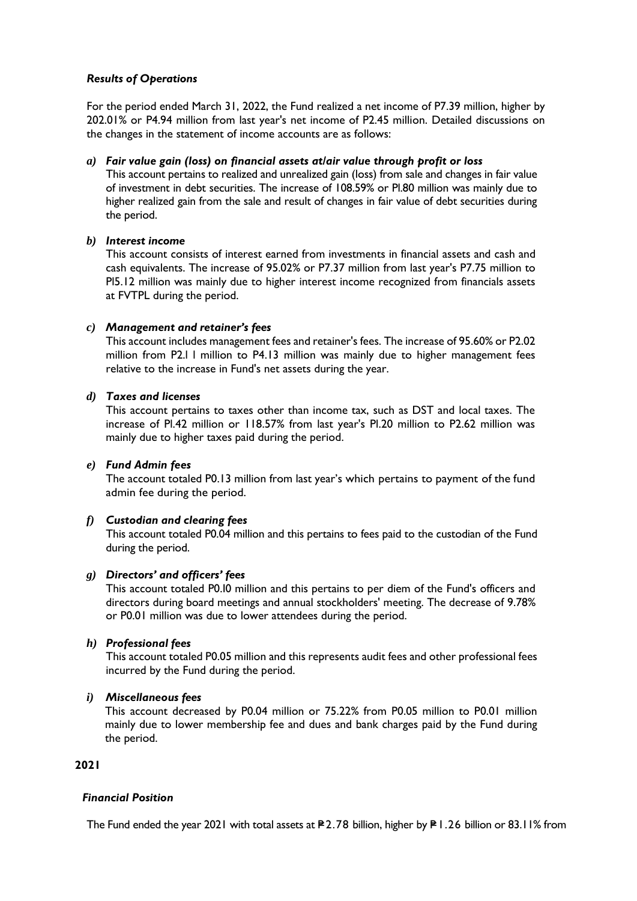***Results of Operations***

For the period ended March 31, 2022, the Fund realized a net income of P7.39 million, higher by 202.01% or P4.94 million from last year's net income of P2.45 million. Detailed discussions on the changes in the statement of income accounts are as follows:

a) ***Fair value gain (loss) on financial assets at/air value through profit or loss***
   This account pertains to realized and unrealized gain (loss) from sale and changes in fair value of investment in debt securities. The increase of 108.59% or Pl.80 million was mainly due to higher realized gain from the sale and result of changes in fair value of debt securities during the period.

b) ***Interest income***
   This account consists of interest earned from investments in financial assets and cash and cash equivalents. The increase of 95.02% or P7.37 million from last year's P7.75 million to Pl5.12 million was mainly due to higher interest income recognized from financials assets at FVTPL during the period.

c) ***Management and retainer's fees***
   This account includes management fees and retainer's fees. The increase of 95.60% or P2.02 million from P2.l l million to P4.13 million was mainly due to higher management fees relative to the increase in Fund's net assets during the year.

d) ***Taxes and licenses***
   This account pertains to taxes other than income tax, such as DST and local taxes. The increase of Pl.42 million or 118.57% from last year's Pl.20 million to P2.62 million was mainly due to higher taxes paid during the period.

e) ***Fund Admin fees***
   The account totaled P0.13 million from last year's which pertains to payment of the fund admin fee during the period.

f) ***Custodian and clearing fees***
   This account totaled P0.04 million and this pertains to fees paid to the custodian of the Fund during the period.

g) ***Directors' and officers' fees***
   This account totaled P0.l0 million and this pertains to per diem of the Fund's officers and directors during board meetings and annual stockholders' meeting. The decrease of 9.78% or P0.01 million was due to lower attendees during the period.

h) ***Professional fees***
   This account totaled P0.05 million and this represents audit fees and other professional fees incurred by the Fund during the period.

i) ***Miscellaneous fees***
   This account decreased by P0.04 million or 75.22% from P0.05 million to P0.01 million mainly due to lower membership fee and dues and bank charges paid by the Fund during the period.

**2021**

***Financial Position***

The Fund ended the year 2021 with total assets at ₱2.78 billion, higher by ₱1.26 billion or 83.11% from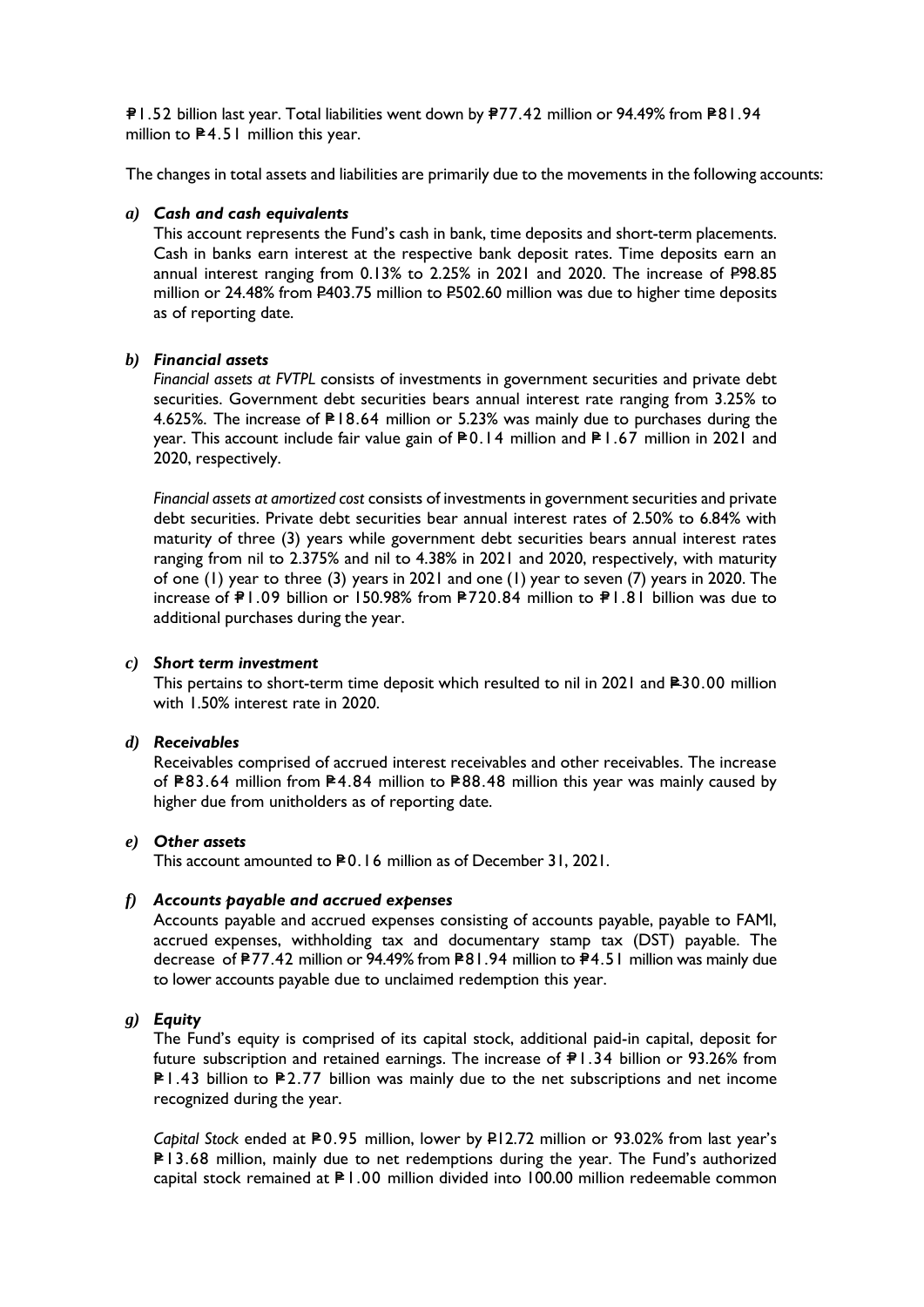₱1.52 billion last year. Total liabilities went down by ₱77.42 million or 94.49% from ₱81.94 million to ₱4.51 million this year.

The changes in total assets and liabilities are primarily due to the movements in the following accounts:

***a) Cash and cash equivalents***

This account represents the Fund's cash in bank, time deposits and short-term placements. Cash in banks earn interest at the respective bank deposit rates. Time deposits earn an annual interest ranging from 0.13% to 2.25% in 2021 and 2020. The increase of ₱98.85 million or 24.48% from ₱403.75 million to ₱502.60 million was due to higher time deposits as of reporting date.

***b) Financial assets***

*Financial assets at FVTPL* consists of investments in government securities and private debt securities. Government debt securities bears annual interest rate ranging from 3.25% to 4.625%. The increase of ₱18.64 million or 5.23% was mainly due to purchases during the year. This account include fair value gain of ₱0.14 million and ₱1.67 million in 2021 and 2020, respectively.

*Financial assets at amortized cost* consists of investments in government securities and private debt securities. Private debt securities bear annual interest rates of 2.50% to 6.84% with maturity of three (3) years while government debt securities bears annual interest rates ranging from nil to 2.375% and nil to 4.38% in 2021 and 2020, respectively, with maturity of one (1) year to three (3) years in 2021 and one (1) year to seven (7) years in 2020. The increase of ₱1.09 billion or 150.98% from ₱720.84 million to ₱1.81 billion was due to additional purchases during the year.

***c) Short term investment***

This pertains to short-term time deposit which resulted to nil in 2021 and ₱30.00 million with 1.50% interest rate in 2020.

***d) Receivables***

Receivables comprised of accrued interest receivables and other receivables. The increase of ₱83.64 million from ₱4.84 million to ₱88.48 million this year was mainly caused by higher due from unitholders as of reporting date.

***e) Other assets***

This account amounted to ₱0.16 million as of December 31, 2021.

***f) Accounts payable and accrued expenses***

Accounts payable and accrued expenses consisting of accounts payable, payable to FAMI, accrued expenses, withholding tax and documentary stamp tax (DST) payable. The decrease of ₱77.42 million or 94.49% from ₱81.94 million to ₱4.51 million was mainly due to lower accounts payable due to unclaimed redemption this year.

***g) Equity***

The Fund's equity is comprised of its capital stock, additional paid-in capital, deposit for future subscription and retained earnings. The increase of ₱1.34 billion or 93.26% from ₱1.43 billion to ₱2.77 billion was mainly due to the net subscriptions and net income recognized during the year.

*Capital Stock* ended at ₱0.95 million, lower by ₱12.72 million or 93.02% from last year's ₱13.68 million, mainly due to net redemptions during the year. The Fund's authorized capital stock remained at ₱1.00 million divided into 100.00 million redeemable common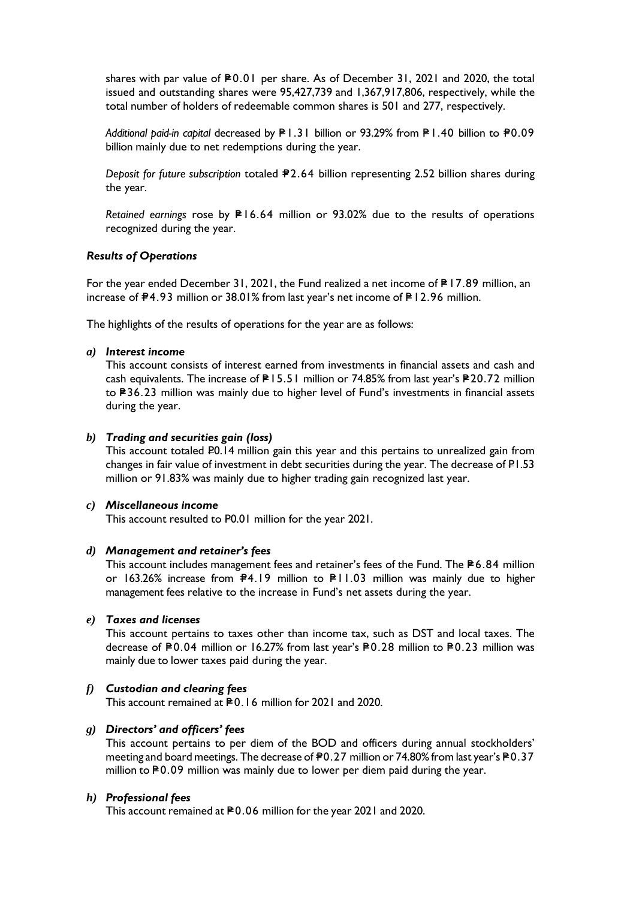shares with par value of ₱0.01 per share. As of December 31, 2021 and 2020, the total issued and outstanding shares were 95,427,739 and 1,367,917,806, respectively, while the total number of holders of redeemable common shares is 501 and 277, respectively.

*Additional paid-in capital* decreased by ₱1.31 billion or 93.29% from ₱1.40 billion to ₱0.09 billion mainly due to net redemptions during the year.

*Deposit for future subscription* totaled ₱2.64 billion representing 2.52 billion shares during the year.

*Retained earnings* rose by ₱16.64 million or 93.02% due to the results of operations recognized during the year.

***Results of Operations***

For the year ended December 31, 2021, the Fund realized a net income of ₱17.89 million, an increase of ₱4.93 million or 38.01% from last year's net income of ₱12.96 million.

The highlights of the results of operations for the year are as follows:

***a) Interest income***

This account consists of interest earned from investments in financial assets and cash and cash equivalents. The increase of ₱15.51 million or 74.85% from last year's ₱20.72 million to ₱36.23 million was mainly due to higher level of Fund's investments in financial assets during the year.

***b) Trading and securities gain (loss)***

This account totaled ₱0.14 million gain this year and this pertains to unrealized gain from changes in fair value of investment in debt securities during the year. The decrease of ₱1.53 million or 91.83% was mainly due to higher trading gain recognized last year.

***c) Miscellaneous income***

This account resulted to ₱0.01 million for the year 2021.

***d) Management and retainer's fees***

This account includes management fees and retainer's fees of the Fund. The ₱6.84 million or 163.26% increase from ₱4.19 million to ₱11.03 million was mainly due to higher management fees relative to the increase in Fund's net assets during the year.

***e) Taxes and licenses***

This account pertains to taxes other than income tax, such as DST and local taxes. The decrease of ₱0.04 million or 16.27% from last year's ₱0.28 million to ₱0.23 million was mainly due to lower taxes paid during the year.

***f) Custodian and clearing fees***

This account remained at ₱0.16 million for 2021 and 2020.

***g) Directors' and officers' fees***

This account pertains to per diem of the BOD and officers during annual stockholders' meeting and board meetings. The decrease of ₱0.27 million or 74.80% from last year's ₱0.37 million to ₱0.09 million was mainly due to lower per diem paid during the year.

***h) Professional fees***

This account remained at ₱0.06 million for the year 2021 and 2020.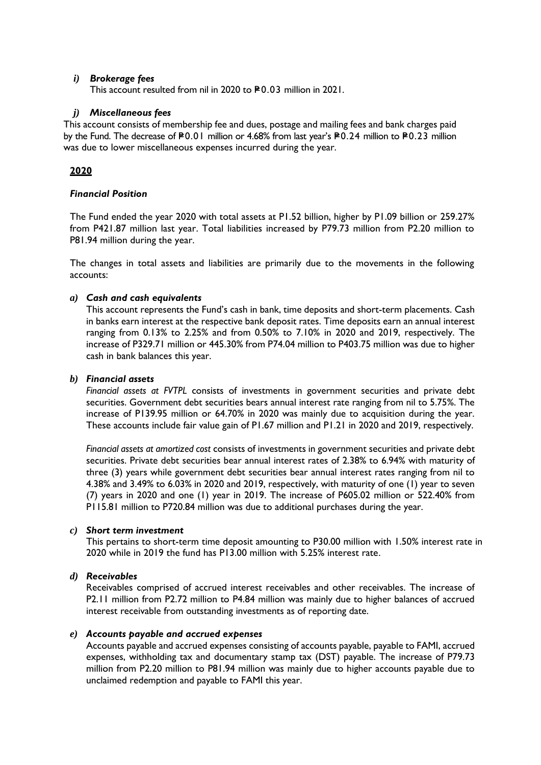*i) Brokerage fees*

This account resulted from nil in 2020 to ₱0.03 million in 2021.

*j) Miscellaneous fees*

This account consists of membership fee and dues, postage and mailing fees and bank charges paid by the Fund. The decrease of ₱0.01 million or 4.68% from last year's ₱0.24 million to ₱0.23 million was due to lower miscellaneous expenses incurred during the year.

**2020**

***Financial Position***

The Fund ended the year 2020 with total assets at P1.52 billion, higher by P1.09 billion or 259.27% from P421.87 million last year. Total liabilities increased by P79.73 million from P2.20 million to P81.94 million during the year.

The changes in total assets and liabilities are primarily due to the movements in the following accounts:

***a) Cash and cash equivalents***

This account represents the Fund's cash in bank, time deposits and short-term placements. Cash in banks earn interest at the respective bank deposit rates. Time deposits earn an annual interest ranging from 0.13% to 2.25% and from 0.50% to 7.10% in 2020 and 2019, respectively. The increase of P329.71 million or 445.30% from P74.04 million to P403.75 million was due to higher cash in bank balances this year.

***b) Financial assets***

*Financial assets at FVTPL* consists of investments in government securities and private debt securities. Government debt securities bears annual interest rate ranging from nil to 5.75%. The increase of P139.95 million or 64.70% in 2020 was mainly due to acquisition during the year. These accounts include fair value gain of P1.67 million and P1.21 in 2020 and 2019, respectively.

*Financial assets at amortized cost* consists of investments in government securities and private debt securities. Private debt securities bear annual interest rates of 2.38% to 6.94% with maturity of three (3) years while government debt securities bear annual interest rates ranging from nil to 4.38% and 3.49% to 6.03% in 2020 and 2019, respectively, with maturity of one (1) year to seven (7) years in 2020 and one (1) year in 2019. The increase of P605.02 million or 522.40% from P115.81 million to P720.84 million was due to additional purchases during the year.

***c) Short term investment***

This pertains to short-term time deposit amounting to P30.00 million with 1.50% interest rate in 2020 while in 2019 the fund has P13.00 million with 5.25% interest rate.

***d) Receivables***

Receivables comprised of accrued interest receivables and other receivables. The increase of P2.11 million from P2.72 million to P4.84 million was mainly due to higher balances of accrued interest receivable from outstanding investments as of reporting date.

***e) Accounts payable and accrued expenses***

Accounts payable and accrued expenses consisting of accounts payable, payable to FAMI, accrued expenses, withholding tax and documentary stamp tax (DST) payable. The increase of P79.73 million from P2.20 million to P81.94 million was mainly due to higher accounts payable due to unclaimed redemption and payable to FAMI this year.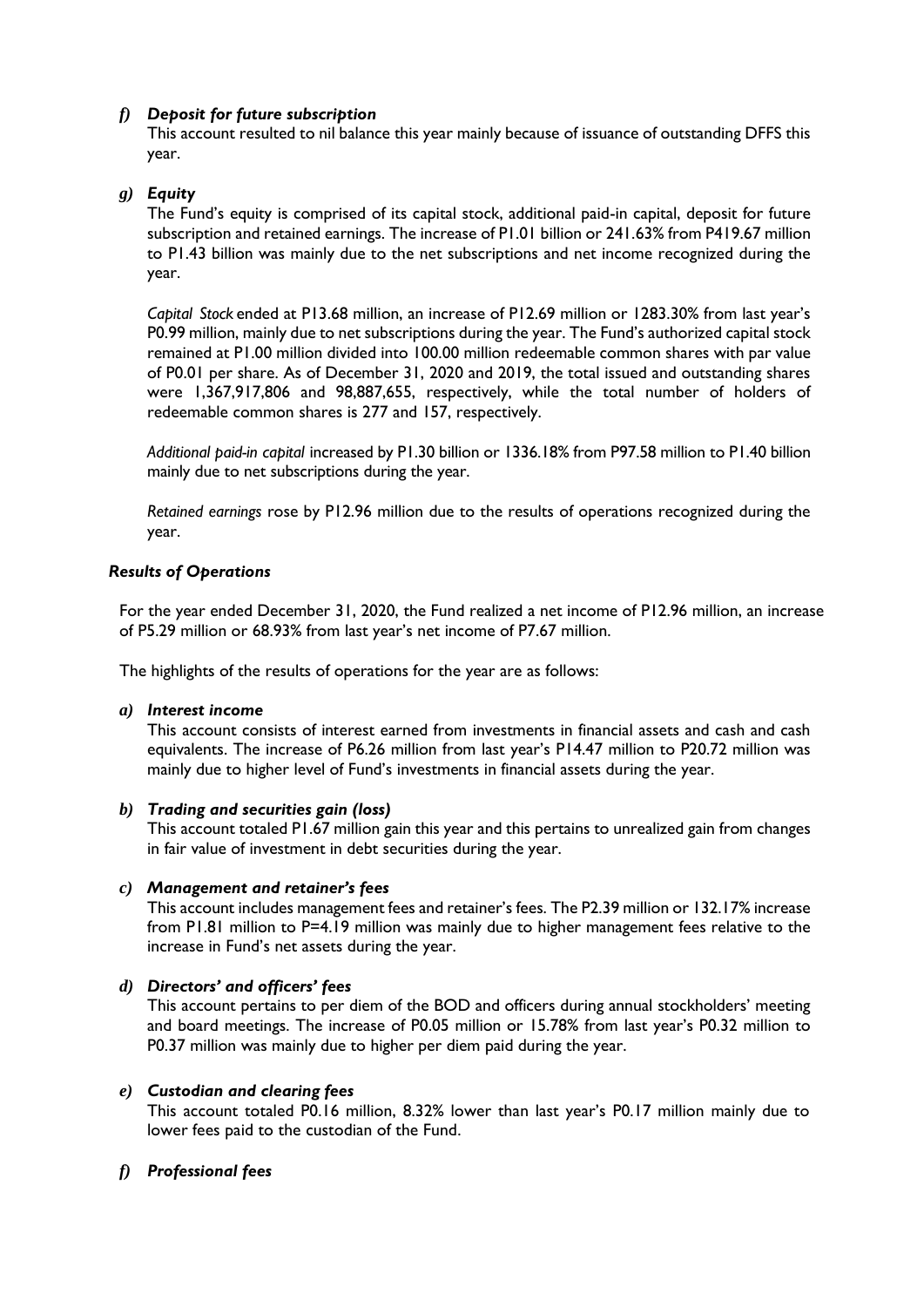*f) **Deposit for future subscription***

This account resulted to nil balance this year mainly because of issuance of outstanding DFFS this year.

*g) **Equity***

The Fund's equity is comprised of its capital stock, additional paid-in capital, deposit for future subscription and retained earnings. The increase of P1.01 billion or 241.63% from P419.67 million to P1.43 billion was mainly due to the net subscriptions and net income recognized during the year.

*Capital Stock* ended at P13.68 million, an increase of P12.69 million or 1283.30% from last year's P0.99 million, mainly due to net subscriptions during the year. The Fund's authorized capital stock remained at P1.00 million divided into 100.00 million redeemable common shares with par value of P0.01 per share. As of December 31, 2020 and 2019, the total issued and outstanding shares were 1,367,917,806 and 98,887,655, respectively, while the total number of holders of redeemable common shares is 277 and 157, respectively.

*Additional paid-in capital* increased by P1.30 billion or 1336.18% from P97.58 million to P1.40 billion mainly due to net subscriptions during the year.

*Retained earnings* rose by P12.96 million due to the results of operations recognized during the year.

***Results of Operations***

For the year ended December 31, 2020, the Fund realized a net income of P12.96 million, an increase of P5.29 million or 68.93% from last year's net income of P7.67 million.

The highlights of the results of operations for the year are as follows:

*a) **Interest income***

This account consists of interest earned from investments in financial assets and cash and cash equivalents. The increase of P6.26 million from last year's P14.47 million to P20.72 million was mainly due to higher level of Fund's investments in financial assets during the year.

*b) **Trading and securities gain (loss)***

This account totaled P1.67 million gain this year and this pertains to unrealized gain from changes in fair value of investment in debt securities during the year.

*c) **Management and retainer's fees***

This account includes management fees and retainer's fees. The P2.39 million or 132.17% increase from P1.81 million to P=4.19 million was mainly due to higher management fees relative to the increase in Fund's net assets during the year.

*d) **Directors' and officers' fees***

This account pertains to per diem of the BOD and officers during annual stockholders' meeting and board meetings. The increase of P0.05 million or 15.78% from last year's P0.32 million to P0.37 million was mainly due to higher per diem paid during the year.

*e) **Custodian and clearing fees***

This account totaled P0.16 million, 8.32% lower than last year's P0.17 million mainly due to lower fees paid to the custodian of the Fund.

*f) **Professional fees***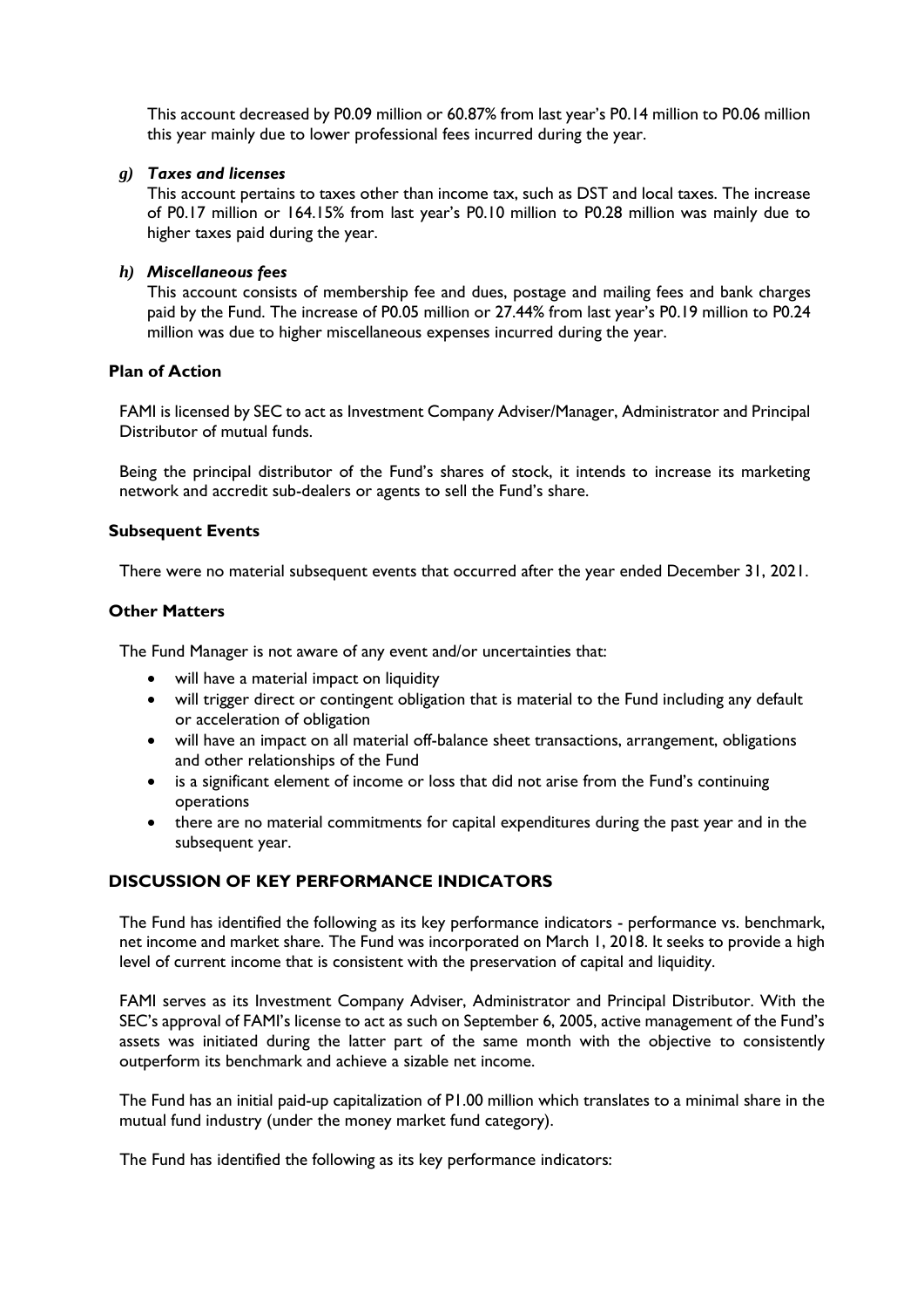This account decreased by P0.09 million or 60.87% from last year's P0.14 million to P0.06 million this year mainly due to lower professional fees incurred during the year.

*g) Taxes and licenses*

This account pertains to taxes other than income tax, such as DST and local taxes. The increase of P0.17 million or 164.15% from last year's P0.10 million to P0.28 million was mainly due to higher taxes paid during the year.

*h) Miscellaneous fees*

This account consists of membership fee and dues, postage and mailing fees and bank charges paid by the Fund. The increase of P0.05 million or 27.44% from last year's P0.19 million to P0.24 million was due to higher miscellaneous expenses incurred during the year.

**Plan of Action**

FAMI is licensed by SEC to act as Investment Company Adviser/Manager, Administrator and Principal Distributor of mutual funds.

Being the principal distributor of the Fund's shares of stock, it intends to increase its marketing network and accredit sub-dealers or agents to sell the Fund's share.

**Subsequent Events**

There were no material subsequent events that occurred after the year ended December 31, 2021.

**Other Matters**

The Fund Manager is not aware of any event and/or uncertainties that:

- will have a material impact on liquidity
- will trigger direct or contingent obligation that is material to the Fund including any default or acceleration of obligation
- will have an impact on all material off-balance sheet transactions, arrangement, obligations and other relationships of the Fund
- is a significant element of income or loss that did not arise from the Fund's continuing operations
- there are no material commitments for capital expenditures during the past year and in the subsequent year.

## DISCUSSION OF KEY PERFORMANCE INDICATORS

The Fund has identified the following as its key performance indicators - performance vs. benchmark, net income and market share. The Fund was incorporated on March 1, 2018. It seeks to provide a high level of current income that is consistent with the preservation of capital and liquidity.

FAMI serves as its Investment Company Adviser, Administrator and Principal Distributor. With the SEC's approval of FAMI's license to act as such on September 6, 2005, active management of the Fund's assets was initiated during the latter part of the same month with the objective to consistently outperform its benchmark and achieve a sizable net income.

The Fund has an initial paid-up capitalization of P1.00 million which translates to a minimal share in the mutual fund industry (under the money market fund category).

The Fund has identified the following as its key performance indicators: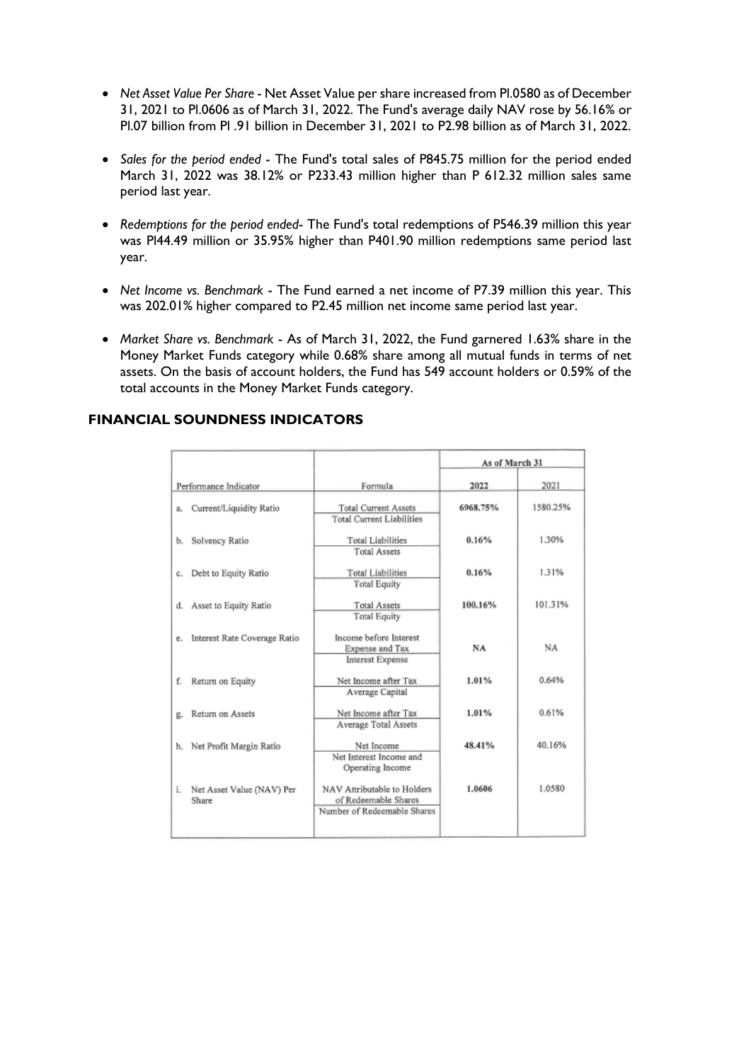- *Net Asset Value Per Share* - Net Asset Value per share increased from Pl.0580 as of December 31, 2021 to Pl.0606 as of March 31, 2022. The Fund's average daily NAV rose by 56.16% or Pl.07 billion from Pl .91 billion in December 31, 2021 to P2.98 billion as of March 31, 2022.

- *Sales for the period ended* - The Fund's total sales of P845.75 million for the period ended March 31, 2022 was 38.12% or P233.43 million higher than P 612.32 million sales same period last year.

- *Redemptions for the period ended*- The Fund's total redemptions of P546.39 million this year was Pl44.49 million or 35.95% higher than P401.90 million redemptions same period last year.

- *Net Income vs. Benchmark* - The Fund earned a net income of P7.39 million this year. This was 202.01% higher compared to P2.45 million net income same period last year.

- *Market Share vs. Benchmark* - As of March 31, 2022, the Fund garnered 1.63% share in the Money Market Funds category while 0.68% share among all mutual funds in terms of net assets. On the basis of account holders, the Fund has 549 account holders or 0.59% of the total accounts in the Money Market Funds category.

## FINANCIAL SOUNDNESS INDICATORS

| Performance Indicator | Formula | As of March 31 | |
|---|---|---|---|
| | | **2022** | 2021 |
| a. Current/Liquidity Ratio | Total Current Assets / Total Current Liabilities | **6968.75%** | 1580.25% |
| b. Solvency Ratio | Total Liabilities / Total Assets | **0.16%** | 1.30% |
| c. Debt to Equity Ratio | Total Liabilities / Total Equity | **0.16%** | 1.31% |
| d. Asset to Equity Ratio | Total Assets / Total Equity | **100.16%** | 101.31% |
| e. Interest Rate Coverage Ratio | Income before Interest Expense and Tax / Interest Expense | **NA** | NA |
| f. Return on Equity | Net Income after Tax / Average Capital | **1.01%** | 0.64% |
| g. Return on Assets | Net Income after Tax / Average Total Assets | **1.01%** | 0.61% |
| h. Net Profit Margin Ratio | Net Income / Net Interest Income and Operating Income | **48.41%** | 40.16% |
| i. Net Asset Value (NAV) Per Share | NAV Attributable to Holders of Redeemable Shares / Number of Redeemable Shares | **1.0606** | 1.0580 |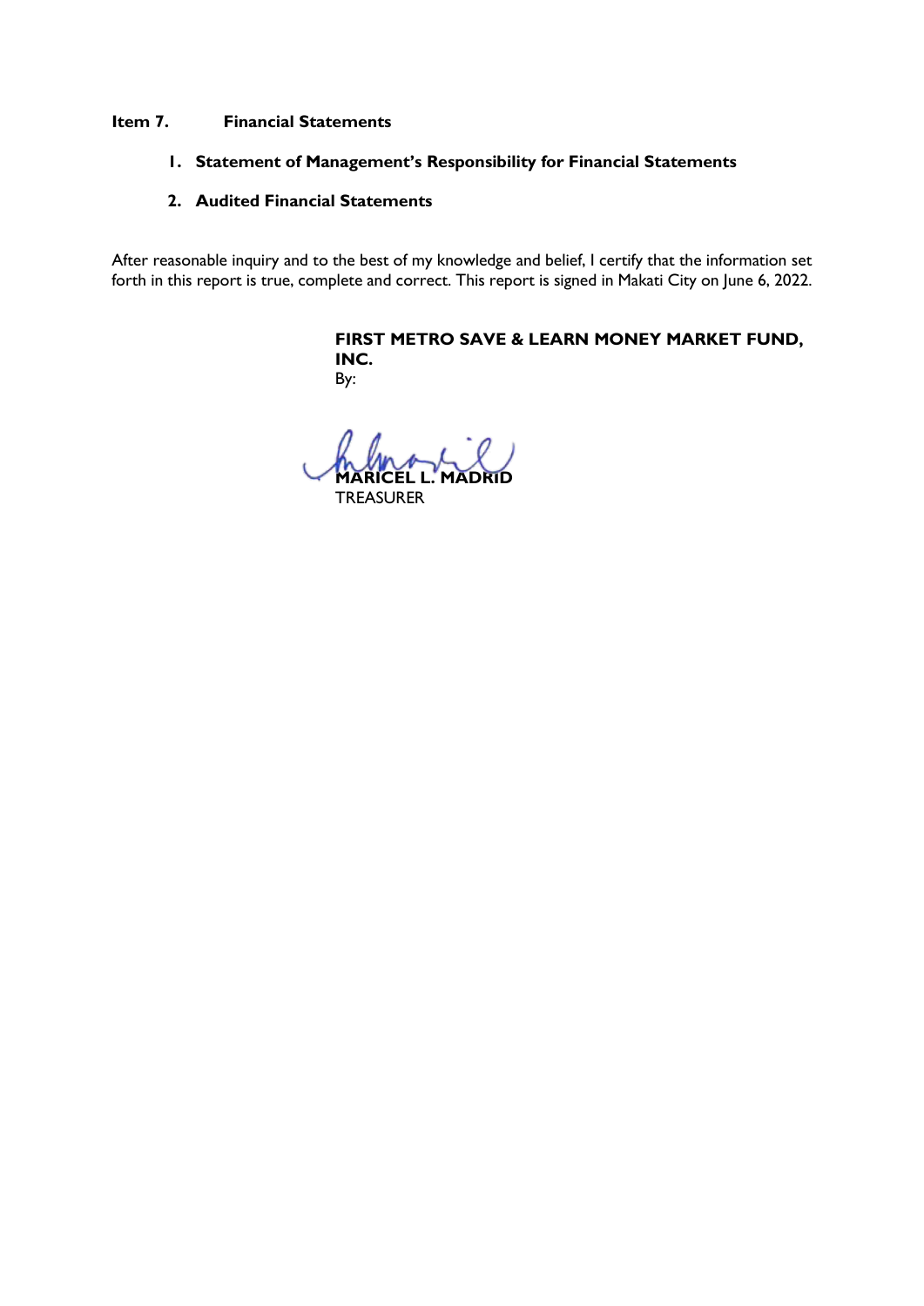**Item 7. Financial Statements**

1. **Statement of Management's Responsibility for Financial Statements**

2. **Audited Financial Statements**

After reasonable inquiry and to the best of my knowledge and belief, I certify that the information set forth in this report is true, complete and correct. This report is signed in Makati City on June 6, 2022.

**FIRST METRO SAVE & LEARN MONEY MARKET FUND, INC.**
By:

**MARICEL L. MADRID**
TREASURER